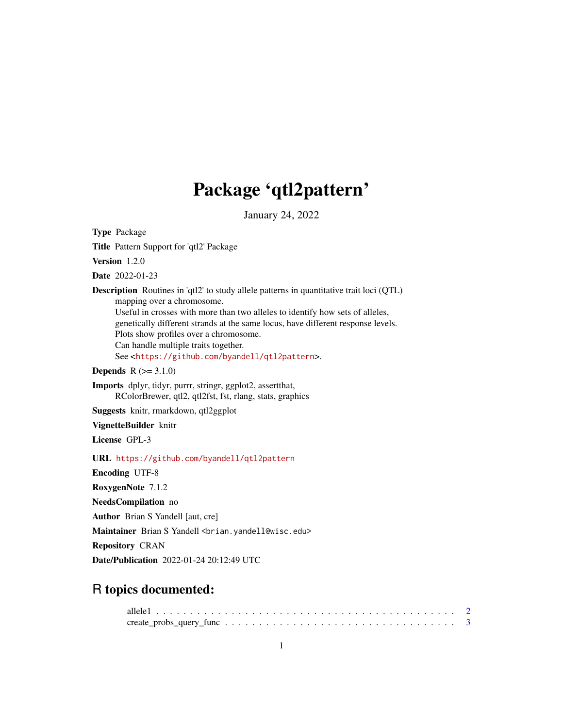# Package 'qtl2pattern'

January 24, 2022

**Type** Package

**Title** Pattern Support for 'qtl2' Package

**Version** 1.2.0

**Date** 2022-01-23

**Description** Routines in 'qtl2' to study allele patterns in quantitative trait loci (QTL) mapping over a chromosome.
Useful in crosses with more than two alleles to identify how sets of alleles, genetically different strands at the same locus, have different response levels.
Plots show profiles over a chromosome.
Can handle multiple traits together.
See <https://github.com/byandell/qtl2pattern>.

**Depends** R (>= 3.1.0)

**Imports** dplyr, tidyr, purrr, stringr, ggplot2, assertthat, RColorBrewer, qtl2, qtl2fst, fst, rlang, stats, graphics

**Suggests** knitr, rmarkdown, qtl2ggplot

**VignetteBuilder** knitr

**License** GPL-3

**URL** https://github.com/byandell/qtl2pattern

**Encoding** UTF-8

**RoxygenNote** 7.1.2

**NeedsCompilation** no

**Author** Brian S Yandell [aut, cre]

**Maintainer** Brian S Yandell <brian.yandell@wisc.edu>

**Repository** CRAN

**Date/Publication** 2022-01-24 20:12:49 UTC

## R topics documented:

allele1 . . . . . . . . . . . . . . . . . . . . . . . . . . . . . . . . . . . . . . . . . . . . 2
create_probs_query_func . . . . . . . . . . . . . . . . . . . . . . . . . . . . . . . . . 3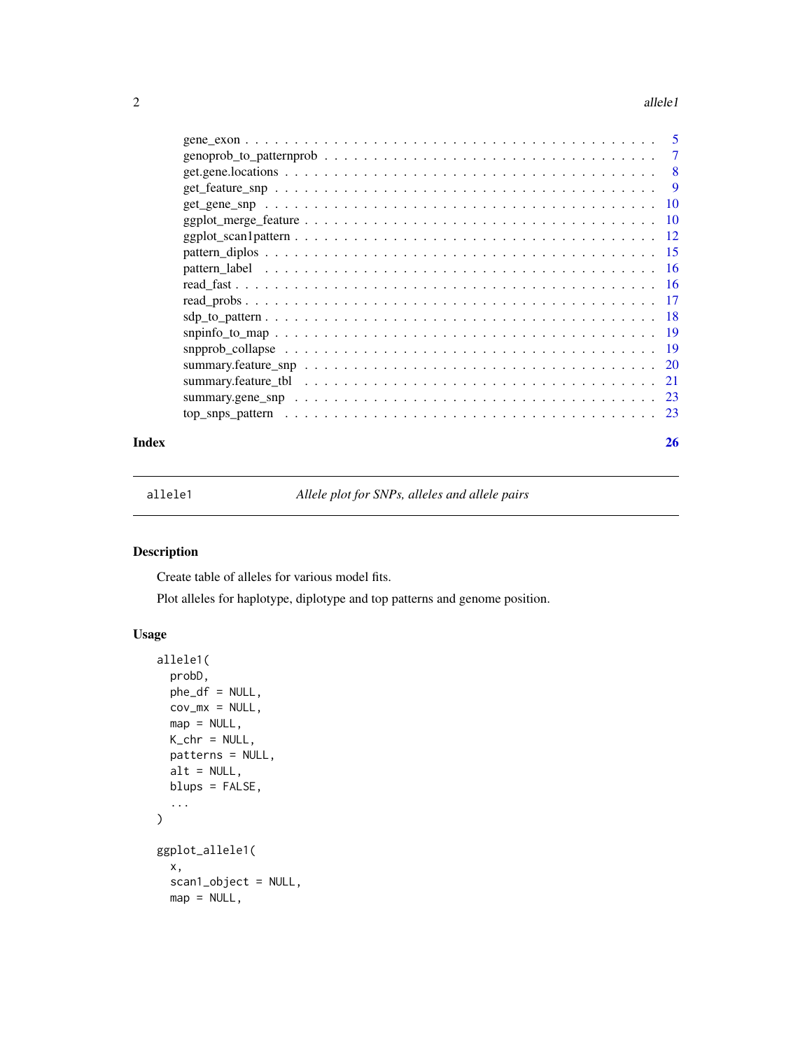gene_exon . . . . . . . . . . . . . . . . . . . . . . . . . . . . . . . . . . . . . . . . 5
genoprob_to_patternprob . . . . . . . . . . . . . . . . . . . . . . . . . . . . . . . . . 7
get.gene.locations . . . . . . . . . . . . . . . . . . . . . . . . . . . . . . . . . . . . 8
get_feature_snp . . . . . . . . . . . . . . . . . . . . . . . . . . . . . . . . . . . . . 9
get_gene_snp . . . . . . . . . . . . . . . . . . . . . . . . . . . . . . . . . . . . . . 10
ggplot_merge_feature . . . . . . . . . . . . . . . . . . . . . . . . . . . . . . . . . . 10
ggplot_scan1pattern . . . . . . . . . . . . . . . . . . . . . . . . . . . . . . . . . . 12
pattern_diplos . . . . . . . . . . . . . . . . . . . . . . . . . . . . . . . . . . . . . 15
pattern_label . . . . . . . . . . . . . . . . . . . . . . . . . . . . . . . . . . . . . . 16
read_fast . . . . . . . . . . . . . . . . . . . . . . . . . . . . . . . . . . . . . . . . 16
read_probs . . . . . . . . . . . . . . . . . . . . . . . . . . . . . . . . . . . . . . . 17
sdp_to_pattern . . . . . . . . . . . . . . . . . . . . . . . . . . . . . . . . . . . . . 18
snpinfo_to_map . . . . . . . . . . . . . . . . . . . . . . . . . . . . . . . . . . . . . 19
snpprob_collapse . . . . . . . . . . . . . . . . . . . . . . . . . . . . . . . . . . . . 19
summary.feature_snp . . . . . . . . . . . . . . . . . . . . . . . . . . . . . . . . . . 20
summary.feature_tbl . . . . . . . . . . . . . . . . . . . . . . . . . . . . . . . . . . 21
summary.gene_snp . . . . . . . . . . . . . . . . . . . . . . . . . . . . . . . . . . . 23
top_snps_pattern . . . . . . . . . . . . . . . . . . . . . . . . . . . . . . . . . . . . 23

**Index** **26**

---

`allele1` *Allele plot for SNPs, alleles and allele pairs*

---

## Description

Create table of alleles for various model fits.

Plot alleles for haplotype, diplotype and top patterns and genome position.

## Usage

```
allele1(
  probD,
  phe_df = NULL,
  cov_mx = NULL,
  map = NULL,
  K_chr = NULL,
  patterns = NULL,
  alt = NULL,
  blups = FALSE,
  ...
)

ggplot_allele1(
  x,
  scan1_object = NULL,
  map = NULL,
```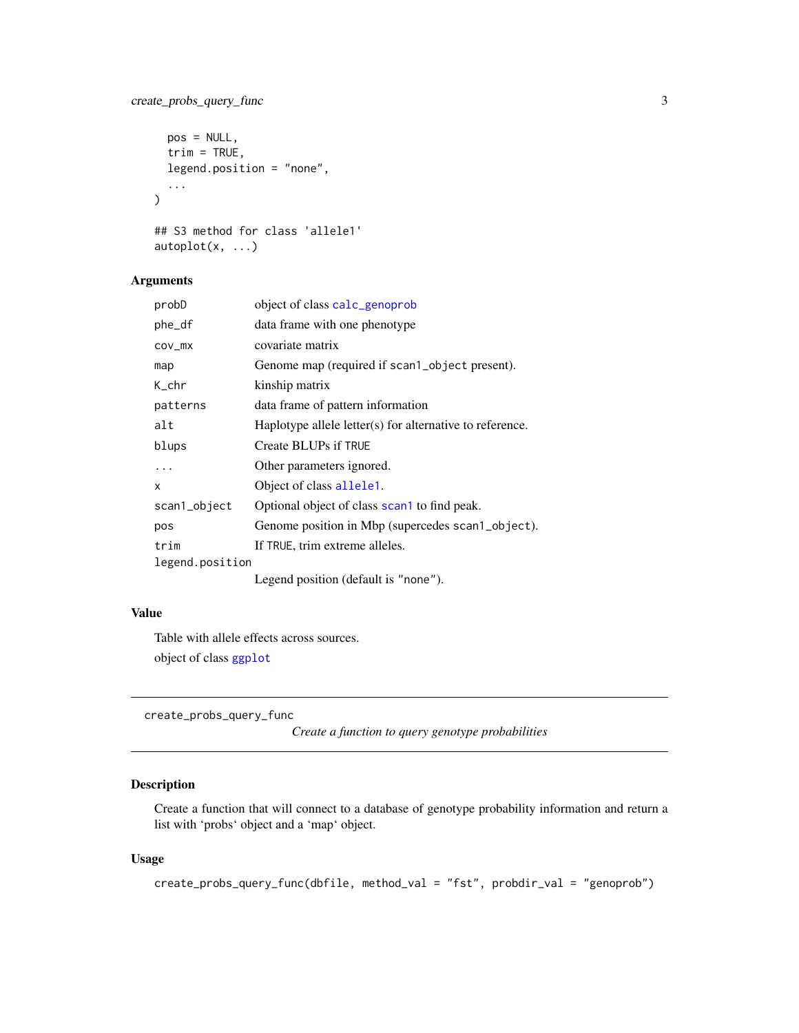```
  pos = NULL,
  trim = TRUE,
  legend.position = "none",
  ...
)

## S3 method for class 'allele1'
autoplot(x, ...)
```

## Arguments

| | |
|---|---|
| probD | object of class calc_genoprob |
| phe_df | data frame with one phenotype |
| cov_mx | covariate matrix |
| map | Genome map (required if scan1_object present). |
| K_chr | kinship matrix |
| patterns | data frame of pattern information |
| alt | Haplotype allele letter(s) for alternative to reference. |
| blups | Create BLUPs if TRUE |
| ... | Other parameters ignored. |
| x | Object of class allele1. |
| scan1_object | Optional object of class scan1 to find peak. |
| pos | Genome position in Mbp (supercedes scan1_object). |
| trim | If TRUE, trim extreme alleles. |
| legend.position | Legend position (default is "none"). |

## Value

Table with allele effects across sources.

object of class ggplot

---

# create_probs_query_func

*Create a function to query genotype probabilities*

## Description

Create a function that will connect to a database of genotype probability information and return a list with 'probs' object and a 'map' object.

## Usage

```
create_probs_query_func(dbfile, method_val = "fst", probdir_val = "genoprob")
```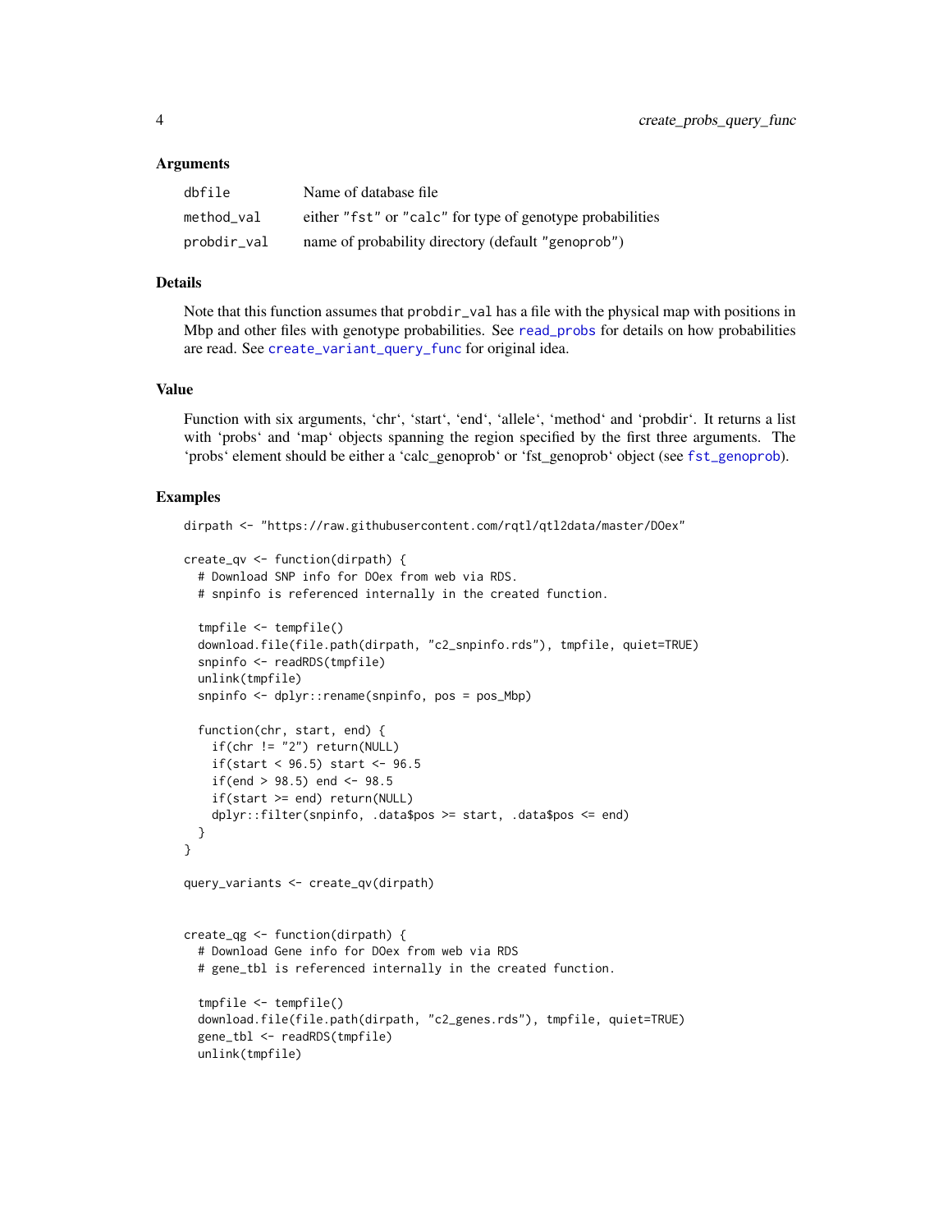## Arguments

| | |
|---|---|
| dbfile | Name of database file |
| method_val | either "fst" or "calc" for type of genotype probabilities |
| probdir_val | name of probability directory (default "genoprob") |

## Details

Note that this function assumes that `probdir_val` has a file with the physical map with positions in Mbp and other files with genotype probabilities. See `read_probs` for details on how probabilities are read. See `create_variant_query_func` for original idea.

## Value

Function with six arguments, 'chr', 'start', 'end', 'allele', 'method' and 'probdir'. It returns a list with 'probs' and 'map' objects spanning the region specified by the first three arguments. The 'probs' element should be either a 'calc_genoprob' or 'fst_genoprob' object (see `fst_genoprob`).

## Examples

```
dirpath <- "https://raw.githubusercontent.com/rqtl/qtl2data/master/DOex"

create_qv <- function(dirpath) {
  # Download SNP info for DOex from web via RDS.
  # snpinfo is referenced internally in the created function.

  tmpfile <- tempfile()
  download.file(file.path(dirpath, "c2_snpinfo.rds"), tmpfile, quiet=TRUE)
  snpinfo <- readRDS(tmpfile)
  unlink(tmpfile)
  snpinfo <- dplyr::rename(snpinfo, pos = pos_Mbp)

  function(chr, start, end) {
    if(chr != "2") return(NULL)
    if(start < 96.5) start <- 96.5
    if(end > 98.5) end <- 98.5
    if(start >= end) return(NULL)
    dplyr::filter(snpinfo, .data$pos >= start, .data$pos <= end)
  }
}

query_variants <- create_qv(dirpath)


create_qg <- function(dirpath) {
  # Download Gene info for DOex from web via RDS
  # gene_tbl is referenced internally in the created function.

  tmpfile <- tempfile()
  download.file(file.path(dirpath, "c2_genes.rds"), tmpfile, quiet=TRUE)
  gene_tbl <- readRDS(tmpfile)
  unlink(tmpfile)
```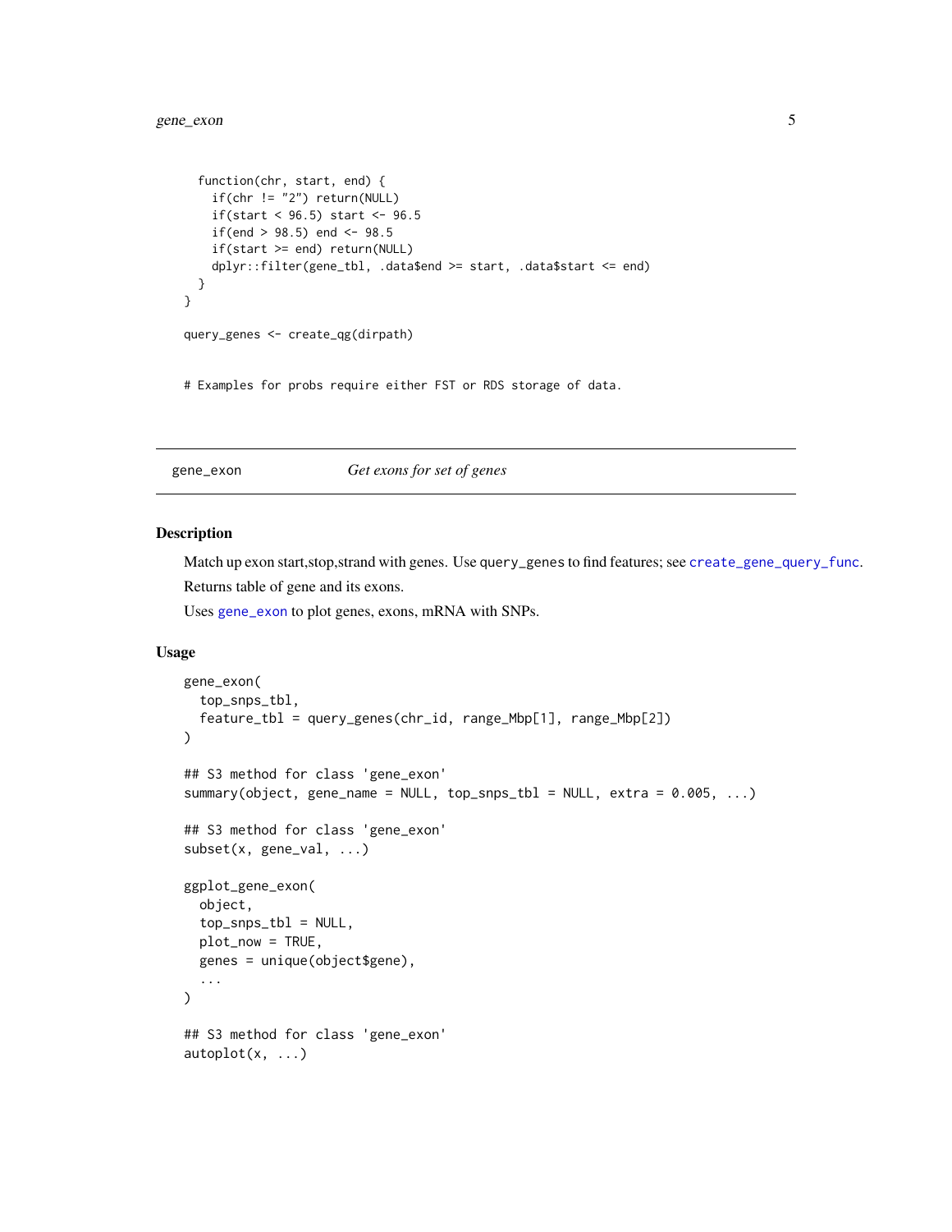```
  function(chr, start, end) {
    if(chr != "2") return(NULL)
    if(start < 96.5) start <- 96.5
    if(end > 98.5) end <- 98.5
    if(start >= end) return(NULL)
    dplyr::filter(gene_tbl, .data$end >= start, .data$start <= end)
  }
}

query_genes <- create_qg(dirpath)


# Examples for probs require either FST or RDS storage of data.
```

---

## gene_exon *Get exons for set of genes*

### Description

Match up exon start,stop,strand with genes. Use `query_genes` to find features; see `create_gene_query_func`.

Returns table of gene and its exons.

Uses `gene_exon` to plot genes, exons, mRNA with SNPs.

### Usage

```
gene_exon(
  top_snps_tbl,
  feature_tbl = query_genes(chr_id, range_Mbp[1], range_Mbp[2])
)

## S3 method for class 'gene_exon'
summary(object, gene_name = NULL, top_snps_tbl = NULL, extra = 0.005, ...)

## S3 method for class 'gene_exon'
subset(x, gene_val, ...)

ggplot_gene_exon(
  object,
  top_snps_tbl = NULL,
  plot_now = TRUE,
  genes = unique(object$gene),
  ...
)

## S3 method for class 'gene_exon'
autoplot(x, ...)
```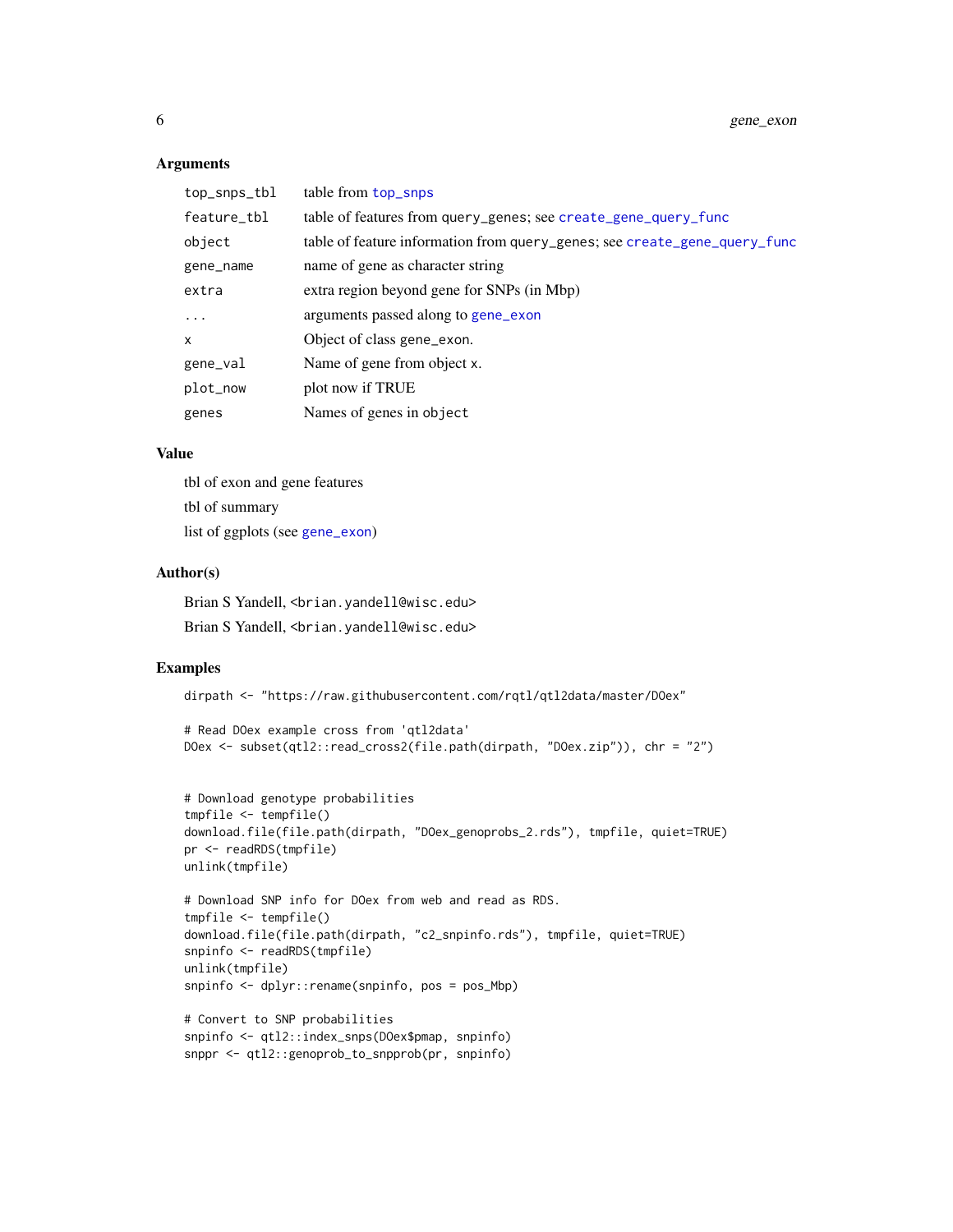### Arguments

| | |
|---|---|
| top_snps_tbl | table from top_snps |
| feature_tbl | table of features from query_genes; see create_gene_query_func |
| object | table of feature information from query_genes; see create_gene_query_func |
| gene_name | name of gene as character string |
| extra | extra region beyond gene for SNPs (in Mbp) |
| ... | arguments passed along to gene_exon |
| x | Object of class gene_exon. |
| gene_val | Name of gene from object x. |
| plot_now | plot now if TRUE |
| genes | Names of genes in object |

### Value

tbl of exon and gene features

tbl of summary

list of ggplots (see gene_exon)

### Author(s)

Brian S Yandell, <brian.yandell@wisc.edu>

Brian S Yandell, <brian.yandell@wisc.edu>

### Examples

```
dirpath <- "https://raw.githubusercontent.com/rqtl/qtl2data/master/DOex"

# Read DOex example cross from 'qtl2data'
DOex <- subset(qtl2::read_cross2(file.path(dirpath, "DOex.zip")), chr = "2")


# Download genotype probabilities
tmpfile <- tempfile()
download.file(file.path(dirpath, "DOex_genoprobs_2.rds"), tmpfile, quiet=TRUE)
pr <- readRDS(tmpfile)
unlink(tmpfile)

# Download SNP info for DOex from web and read as RDS.
tmpfile <- tempfile()
download.file(file.path(dirpath, "c2_snpinfo.rds"), tmpfile, quiet=TRUE)
snpinfo <- readRDS(tmpfile)
unlink(tmpfile)
snpinfo <- dplyr::rename(snpinfo, pos = pos_Mbp)

# Convert to SNP probabilities
snpinfo <- qtl2::index_snps(DOex$pmap, snpinfo)
snppr <- qtl2::genoprob_to_snpprob(pr, snpinfo)
```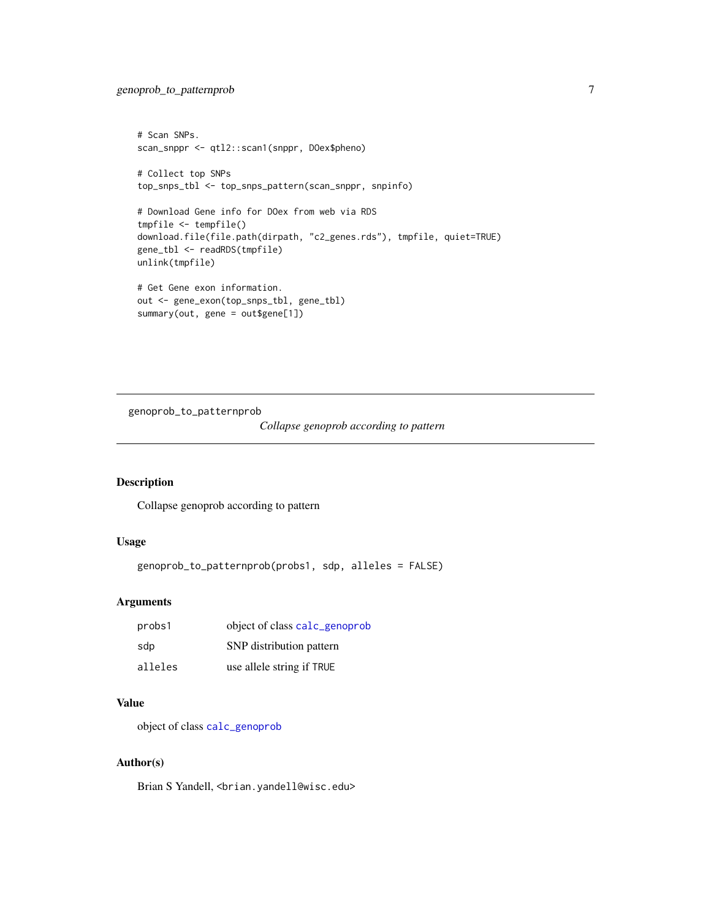```
# Scan SNPs.
scan_snppr <- qtl2::scan1(snppr, DOex$pheno)

# Collect top SNPs
top_snps_tbl <- top_snps_pattern(scan_snppr, snpinfo)

# Download Gene info for DOex from web via RDS
tmpfile <- tempfile()
download.file(file.path(dirpath, "c2_genes.rds"), tmpfile, quiet=TRUE)
gene_tbl <- readRDS(tmpfile)
unlink(tmpfile)

# Get Gene exon information.
out <- gene_exon(top_snps_tbl, gene_tbl)
summary(out, gene = out$gene[1])
```

---

genoprob_to_patternprob *Collapse genoprob according to pattern*

---

## Description

Collapse genoprob according to pattern

## Usage

```
genoprob_to_patternprob(probs1, sdp, alleles = FALSE)
```

## Arguments

| | |
|---|---|
| probs1 | object of class calc_genoprob |
| sdp | SNP distribution pattern |
| alleles | use allele string if TRUE |

## Value

object of class calc_genoprob

## Author(s)

Brian S Yandell, <brian.yandell@wisc.edu>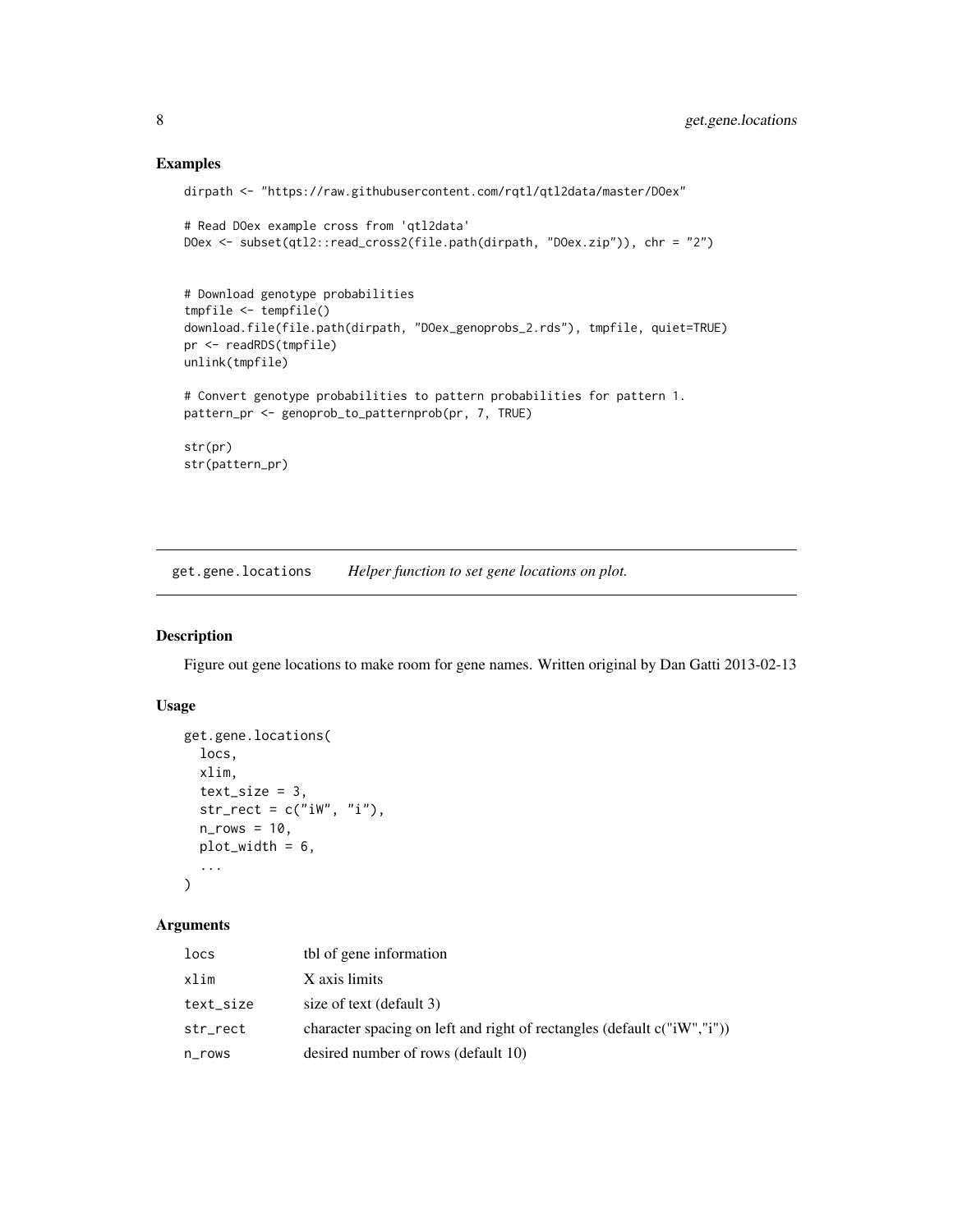## Examples

```
dirpath <- "https://raw.githubusercontent.com/rqtl/qtl2data/master/DOex"

# Read DOex example cross from 'qtl2data'
DOex <- subset(qtl2::read_cross2(file.path(dirpath, "DOex.zip")), chr = "2")


# Download genotype probabilities
tmpfile <- tempfile()
download.file(file.path(dirpath, "DOex_genoprobs_2.rds"), tmpfile, quiet=TRUE)
pr <- readRDS(tmpfile)
unlink(tmpfile)

# Convert genotype probabilities to pattern probabilities for pattern 1.
pattern_pr <- genoprob_to_patternprob(pr, 7, TRUE)

str(pr)
str(pattern_pr)
```

---

get.gene.locations &emsp; *Helper function to set gene locations on plot.*

---

## Description

Figure out gene locations to make room for gene names. Written original by Dan Gatti 2013-02-13

## Usage

```
get.gene.locations(
  locs,
  xlim,
  text_size = 3,
  str_rect = c("iW", "i"),
  n_rows = 10,
  plot_width = 6,
  ...
)
```

## Arguments

| | |
|---|---|
| locs | tbl of gene information |
| xlim | X axis limits |
| text_size | size of text (default 3) |
| str_rect | character spacing on left and right of rectangles (default c("iW","i")) |
| n_rows | desired number of rows (default 10) |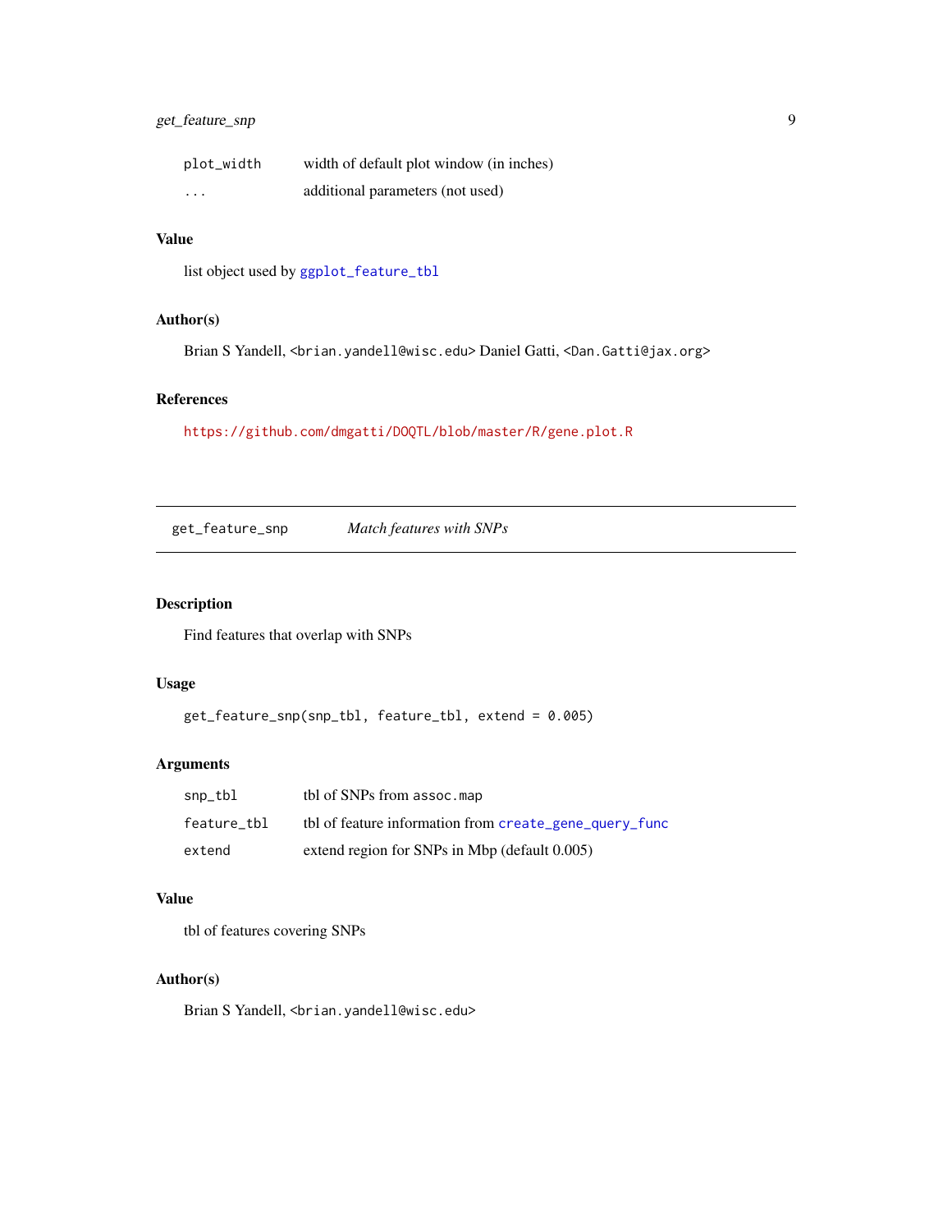| | |
|---|---|
| `plot_width` | width of default plot window (in inches) |
| `...` | additional parameters (not used) |

### Value

list object used by `ggplot_feature_tbl`

### Author(s)

Brian S Yandell, `<brian.yandell@wisc.edu>` Daniel Gatti, `<Dan.Gatti@jax.org>`

### References

https://github.com/dmgatti/DOQTL/blob/master/R/gene.plot.R

---

## `get_feature_snp` *Match features with SNPs*

---

### Description

Find features that overlap with SNPs

### Usage

```
get_feature_snp(snp_tbl, feature_tbl, extend = 0.005)
```

### Arguments

| | |
|---|---|
| `snp_tbl` | tbl of SNPs from `assoc.map` |
| `feature_tbl` | tbl of feature information from `create_gene_query_func` |
| `extend` | extend region for SNPs in Mbp (default 0.005) |

### Value

tbl of features covering SNPs

### Author(s)

Brian S Yandell, `<brian.yandell@wisc.edu>`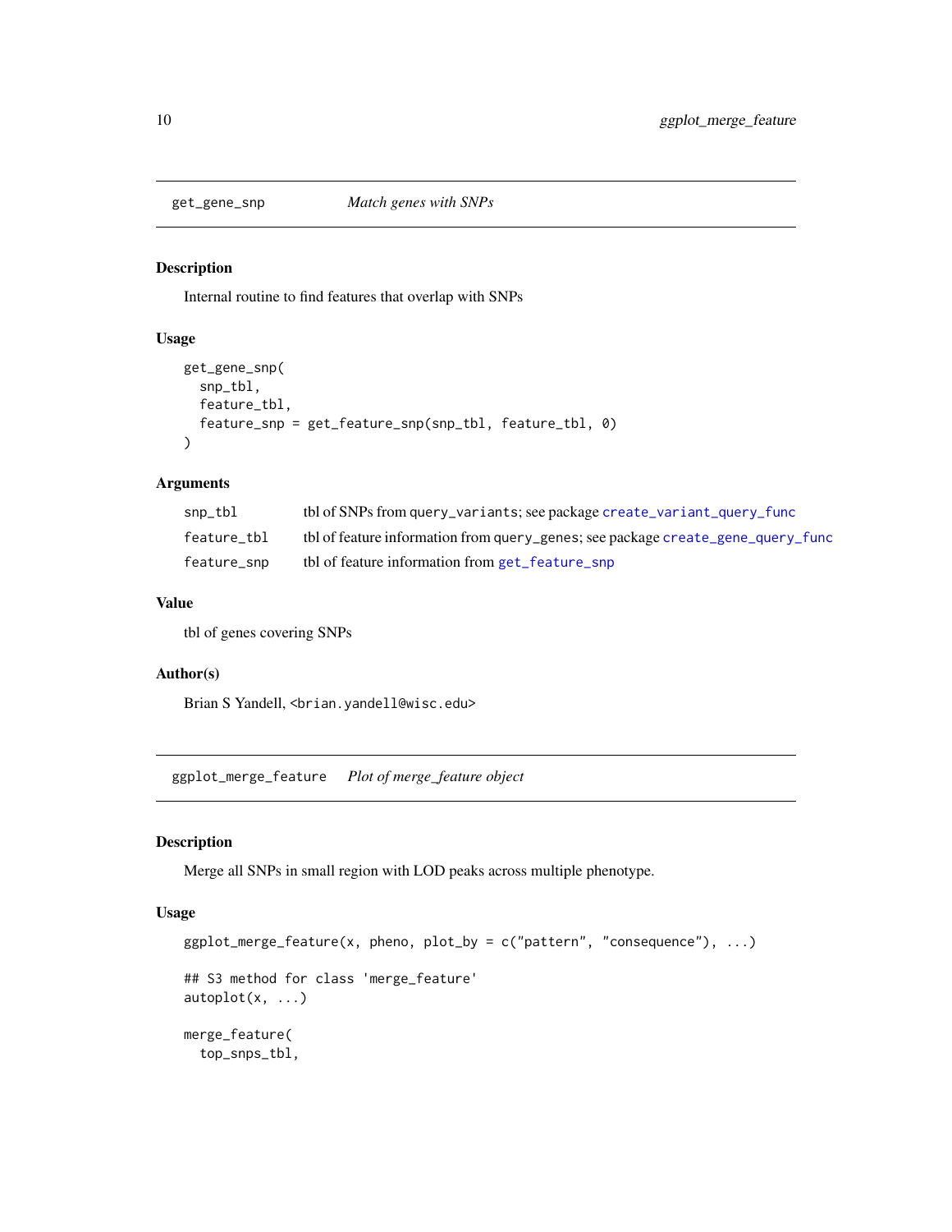## get_gene_snp — *Match genes with SNPs*

### Description

Internal routine to find features that overlap with SNPs

### Usage

```
get_gene_snp(
  snp_tbl,
  feature_tbl,
  feature_snp = get_feature_snp(snp_tbl, feature_tbl, 0)
)
```

### Arguments

| | |
|---|---|
| `snp_tbl` | tbl of SNPs from `query_variants`; see package `create_variant_query_func` |
| `feature_tbl` | tbl of feature information from `query_genes`; see package `create_gene_query_func` |
| `feature_snp` | tbl of feature information from `get_feature_snp` |

### Value

tbl of genes covering SNPs

### Author(s)

Brian S Yandell, `<brian.yandell@wisc.edu>`

## ggplot_merge_feature — *Plot of merge_feature object*

### Description

Merge all SNPs in small region with LOD peaks across multiple phenotype.

### Usage

```
ggplot_merge_feature(x, pheno, plot_by = c("pattern", "consequence"), ...)

## S3 method for class 'merge_feature'
autoplot(x, ...)

merge_feature(
  top_snps_tbl,
```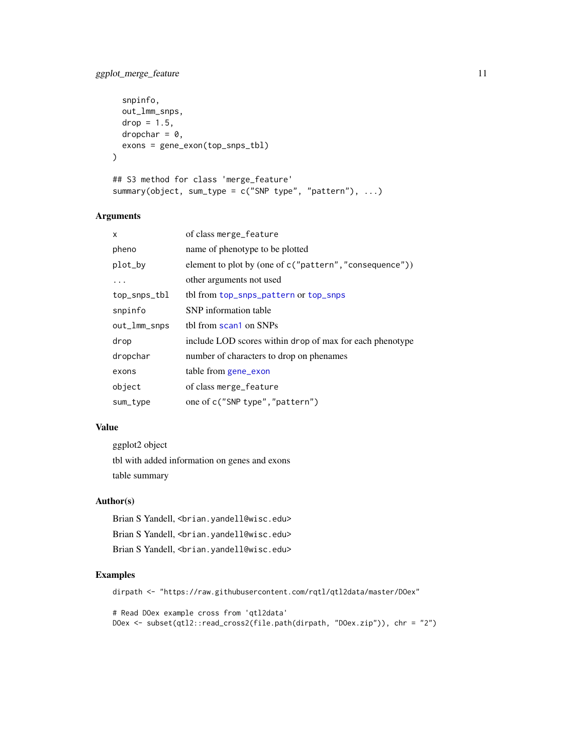```
  snpinfo,
  out_lmm_snps,
  drop = 1.5,
  dropchar = 0,
  exons = gene_exon(top_snps_tbl)
)

## S3 method for class 'merge_feature'
summary(object, sum_type = c("SNP type", "pattern"), ...)
```

## Arguments

| | |
|---|---|
| x | of class merge_feature |
| pheno | name of phenotype to be plotted |
| plot_by | element to plot by (one of c("pattern","consequence")) |
| ... | other arguments not used |
| top_snps_tbl | tbl from top_snps_pattern or top_snps |
| snpinfo | SNP information table |
| out_lmm_snps | tbl from scan1 on SNPs |
| drop | include LOD scores within drop of max for each phenotype |
| dropchar | number of characters to drop on phenames |
| exons | table from gene_exon |
| object | of class merge_feature |
| sum_type | one of c("SNP type","pattern") |

## Value

ggplot2 object

tbl with added information on genes and exons

table summary

## Author(s)

Brian S Yandell, <brian.yandell@wisc.edu>

Brian S Yandell, <brian.yandell@wisc.edu>

Brian S Yandell, <brian.yandell@wisc.edu>

## Examples

```
dirpath <- "https://raw.githubusercontent.com/rqtl/qtl2data/master/DOex"

# Read DOex example cross from 'qtl2data'
DOex <- subset(qtl2::read_cross2(file.path(dirpath, "DOex.zip")), chr = "2")
```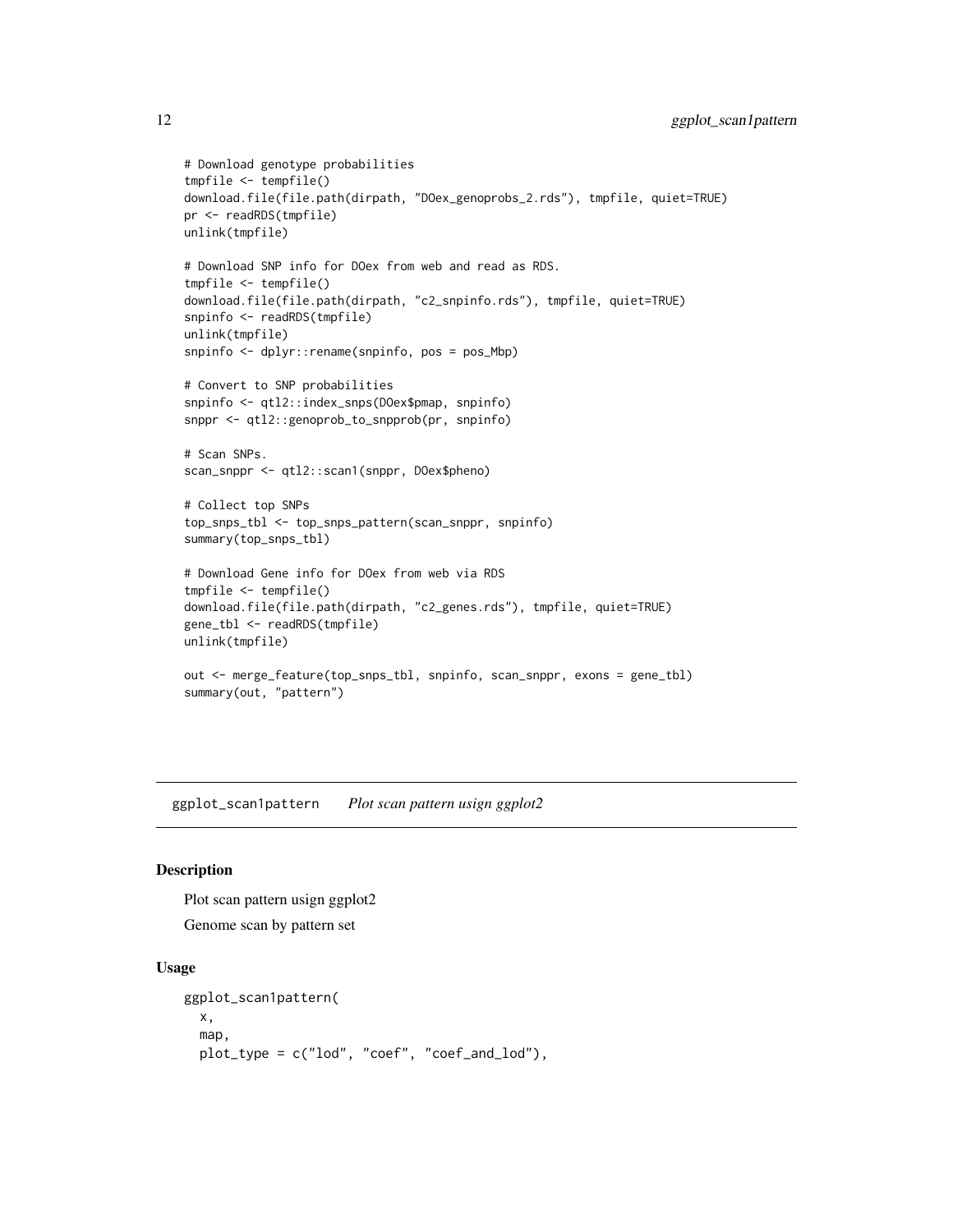```
# Download genotype probabilities
tmpfile <- tempfile()
download.file(file.path(dirpath, "DOex_genoprobs_2.rds"), tmpfile, quiet=TRUE)
pr <- readRDS(tmpfile)
unlink(tmpfile)

# Download SNP info for DOex from web and read as RDS.
tmpfile <- tempfile()
download.file(file.path(dirpath, "c2_snpinfo.rds"), tmpfile, quiet=TRUE)
snpinfo <- readRDS(tmpfile)
unlink(tmpfile)
snpinfo <- dplyr::rename(snpinfo, pos = pos_Mbp)

# Convert to SNP probabilities
snpinfo <- qtl2::index_snps(DOex$pmap, snpinfo)
snppr <- qtl2::genoprob_to_snpprob(pr, snpinfo)

# Scan SNPs.
scan_snppr <- qtl2::scan1(snppr, DOex$pheno)

# Collect top SNPs
top_snps_tbl <- top_snps_pattern(scan_snppr, snpinfo)
summary(top_snps_tbl)

# Download Gene info for DOex from web via RDS
tmpfile <- tempfile()
download.file(file.path(dirpath, "c2_genes.rds"), tmpfile, quiet=TRUE)
gene_tbl <- readRDS(tmpfile)
unlink(tmpfile)

out <- merge_feature(top_snps_tbl, snpinfo, scan_snppr, exons = gene_tbl)
summary(out, "pattern")
```

## ggplot_scan1pattern *Plot scan pattern usign ggplot2*

### Description

Plot scan pattern usign ggplot2

Genome scan by pattern set

### Usage

```
ggplot_scan1pattern(
  x,
  map,
  plot_type = c("lod", "coef", "coef_and_lod"),
```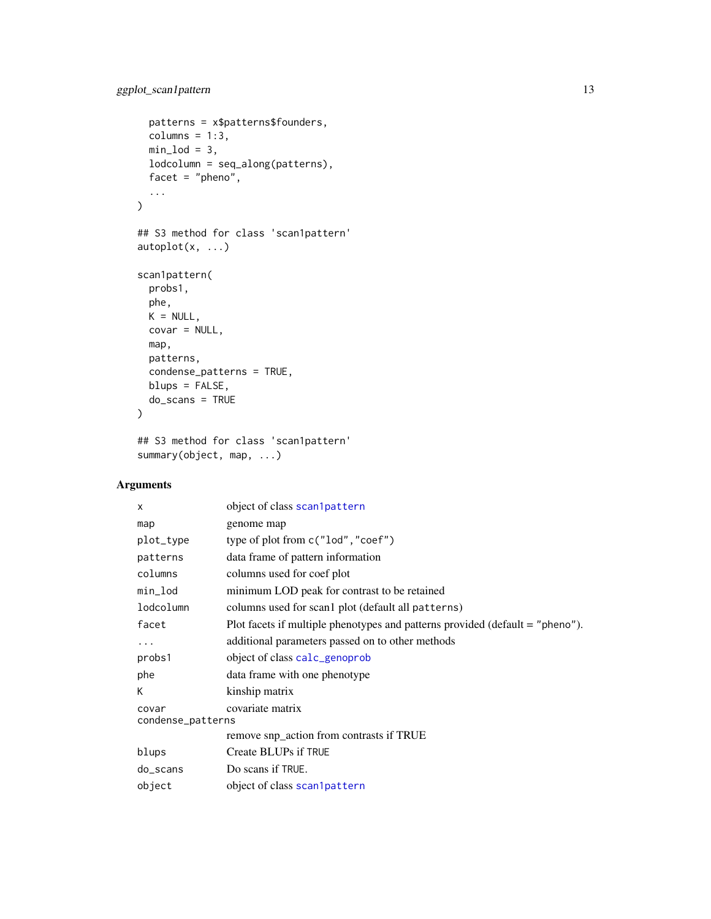```
  patterns = x$patterns$founders,
  columns = 1:3,
  min_lod = 3,
  lodcolumn = seq_along(patterns),
  facet = "pheno",
  ...
)

## S3 method for class 'scan1pattern'
autoplot(x, ...)

scan1pattern(
  probs1,
  phe,
  K = NULL,
  covar = NULL,
  map,
  patterns,
  condense_patterns = TRUE,
  blups = FALSE,
  do_scans = TRUE
)

## S3 method for class 'scan1pattern'
summary(object, map, ...)
```

## Arguments

| | |
|---|---|
| `x` | object of class `scan1pattern` |
| `map` | genome map |
| `plot_type` | type of plot from `c("lod","coef")` |
| `patterns` | data frame of pattern information |
| `columns` | columns used for coef plot |
| `min_lod` | minimum LOD peak for contrast to be retained |
| `lodcolumn` | columns used for scan1 plot (default all `patterns`) |
| `facet` | Plot facets if multiple phenotypes and patterns provided (default = `"pheno"`). |
| `...` | additional parameters passed on to other methods |
| `probs1` | object of class `calc_genoprob` |
| `phe` | data frame with one phenotype |
| `K` | kinship matrix |
| `covar` | covariate matrix |
| `condense_patterns` | remove snp_action from contrasts if TRUE |
| `blups` | Create BLUPs if `TRUE` |
| `do_scans` | Do scans if `TRUE`. |
| `object` | object of class `scan1pattern` |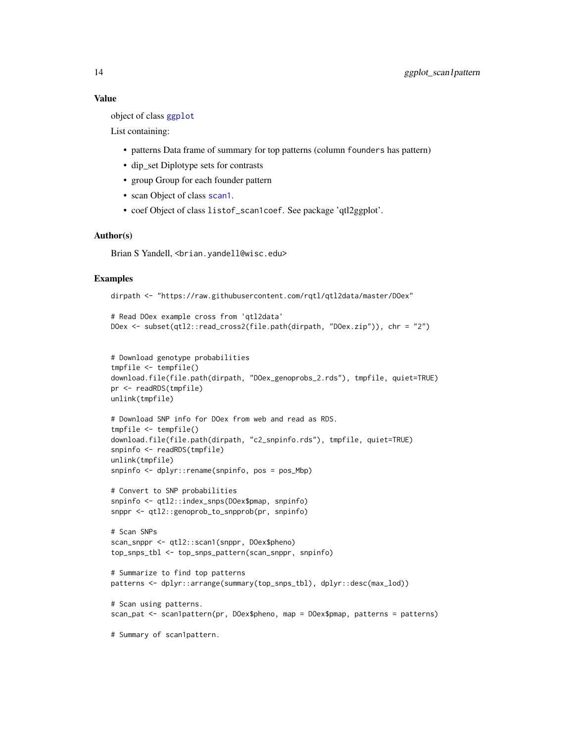## Value

object of class ggplot

List containing:

- patterns Data frame of summary for top patterns (column `founders` has pattern)
- dip_set Diplotype sets for contrasts
- group Group for each founder pattern
- scan Object of class scan1.
- coef Object of class `listof_scan1coef`. See package 'qtl2ggplot'.

## Author(s)

Brian S Yandell, <brian.yandell@wisc.edu>

## Examples

```
dirpath <- "https://raw.githubusercontent.com/rqtl/qtl2data/master/DOex"

# Read DOex example cross from 'qtl2data'
DOex <- subset(qtl2::read_cross2(file.path(dirpath, "DOex.zip")), chr = "2")


# Download genotype probabilities
tmpfile <- tempfile()
download.file(file.path(dirpath, "DOex_genoprobs_2.rds"), tmpfile, quiet=TRUE)
pr <- readRDS(tmpfile)
unlink(tmpfile)

# Download SNP info for DOex from web and read as RDS.
tmpfile <- tempfile()
download.file(file.path(dirpath, "c2_snpinfo.rds"), tmpfile, quiet=TRUE)
snpinfo <- readRDS(tmpfile)
unlink(tmpfile)
snpinfo <- dplyr::rename(snpinfo, pos = pos_Mbp)

# Convert to SNP probabilities
snpinfo <- qtl2::index_snps(DOex$pmap, snpinfo)
snppr <- qtl2::genoprob_to_snpprob(pr, snpinfo)

# Scan SNPs
scan_snppr <- qtl2::scan1(snppr, DOex$pheno)
top_snps_tbl <- top_snps_pattern(scan_snppr, snpinfo)

# Summarize to find top patterns
patterns <- dplyr::arrange(summary(top_snps_tbl), dplyr::desc(max_lod))

# Scan using patterns.
scan_pat <- scan1pattern(pr, DOex$pheno, map = DOex$pmap, patterns = patterns)

# Summary of scan1pattern.
```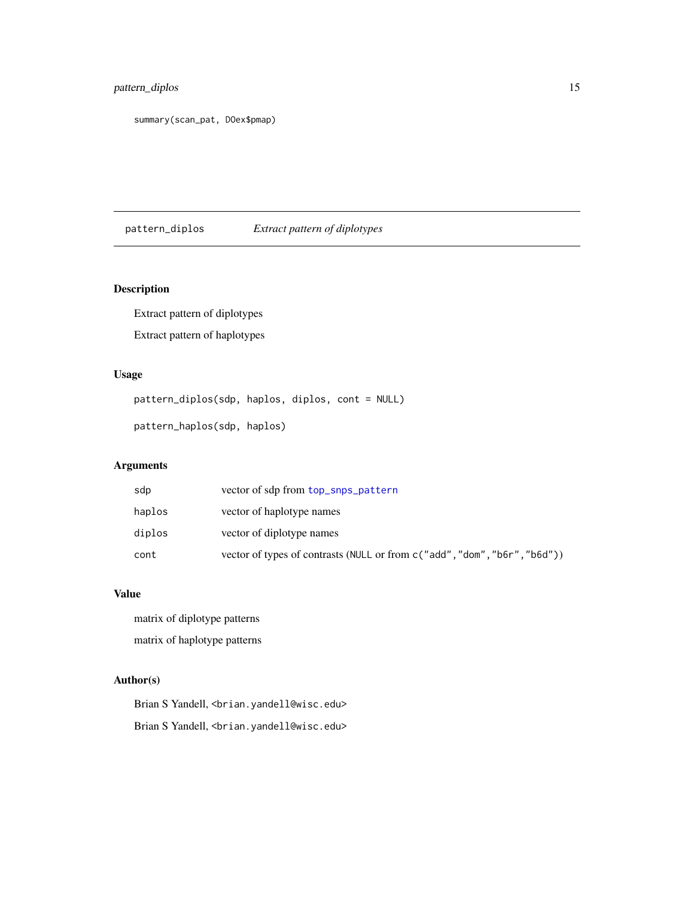```
summary(scan_pat, DOex$pmap)
```

## pattern_diplos *Extract pattern of diplotypes*

### Description

Extract pattern of diplotypes

Extract pattern of haplotypes

### Usage

```
pattern_diplos(sdp, haplos, diplos, cont = NULL)

pattern_haplos(sdp, haplos)
```

### Arguments

| | |
|---|---|
| `sdp` | vector of sdp from `top_snps_pattern` |
| `haplos` | vector of haplotype names |
| `diplos` | vector of diplotype names |
| `cont` | vector of types of contrasts (`NULL` or from `c("add","dom","b6r","b6d")`) |

### Value

matrix of diplotype patterns

matrix of haplotype patterns

### Author(s)

Brian S Yandell, <brian.yandell@wisc.edu>

Brian S Yandell, <brian.yandell@wisc.edu>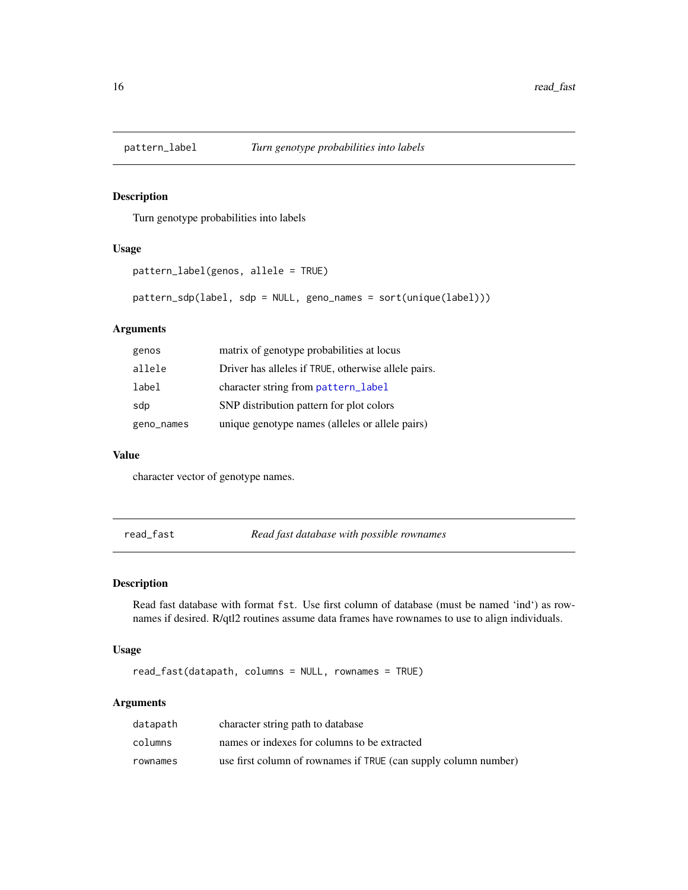## pattern_label — *Turn genotype probabilities into labels*

### Description

Turn genotype probabilities into labels

### Usage

```
pattern_label(genos, allele = TRUE)

pattern_sdp(label, sdp = NULL, geno_names = sort(unique(label)))
```

### Arguments

| | |
|---|---|
| genos | matrix of genotype probabilities at locus |
| allele | Driver has alleles if TRUE, otherwise allele pairs. |
| label | character string from pattern_label |
| sdp | SNP distribution pattern for plot colors |
| geno_names | unique genotype names (alleles or allele pairs) |

### Value

character vector of genotype names.

## read_fast — *Read fast database with possible rownames*

### Description

Read fast database with format fst. Use first column of database (must be named 'ind') as rownames if desired. R/qtl2 routines assume data frames have rownames to use to align individuals.

### Usage

```
read_fast(datapath, columns = NULL, rownames = TRUE)
```

### Arguments

| | |
|---|---|
| datapath | character string path to database |
| columns | names or indexes for columns to be extracted |
| rownames | use first column of rownames if TRUE (can supply column number) |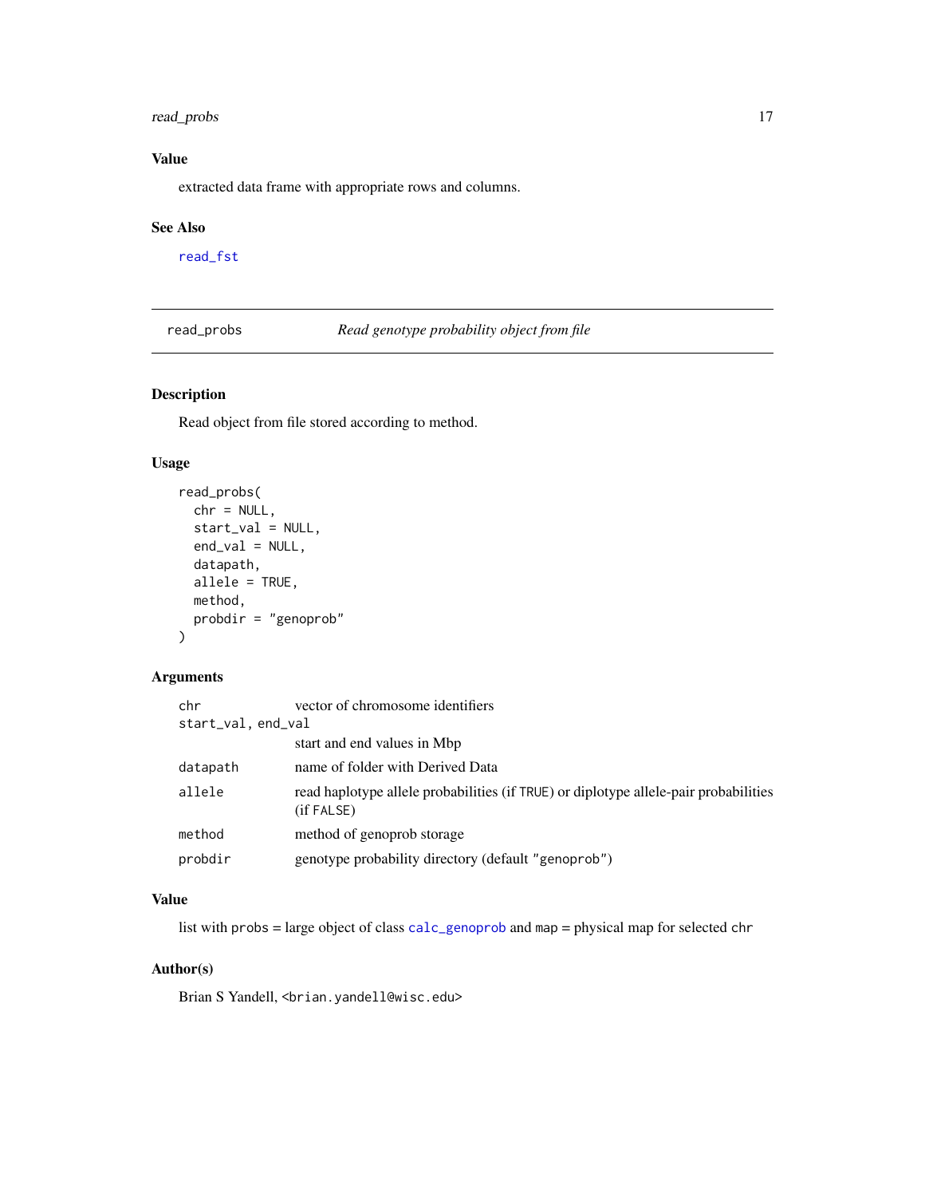### Value

extracted data frame with appropriate rows and columns.

### See Also

read_fst

---

## read_probs — *Read genotype probability object from file*

### Description

Read object from file stored according to method.

### Usage

```
read_probs(
  chr = NULL,
  start_val = NULL,
  end_val = NULL,
  datapath,
  allele = TRUE,
  method,
  probdir = "genoprob"
)
```

### Arguments

| Argument | Description |
|---|---|
| `chr` | vector of chromosome identifiers |
| `start_val, end_val` | start and end values in Mbp |
| `datapath` | name of folder with Derived Data |
| `allele` | read haplotype allele probabilities (if `TRUE`) or diplotype allele-pair probabilities (if `FALSE`) |
| `method` | method of genoprob storage |
| `probdir` | genotype probability directory (default `"genoprob"`) |

### Value

list with `probs` = large object of class `calc_genoprob` and `map` = physical map for selected `chr`

### Author(s)

Brian S Yandell, `<brian.yandell@wisc.edu>`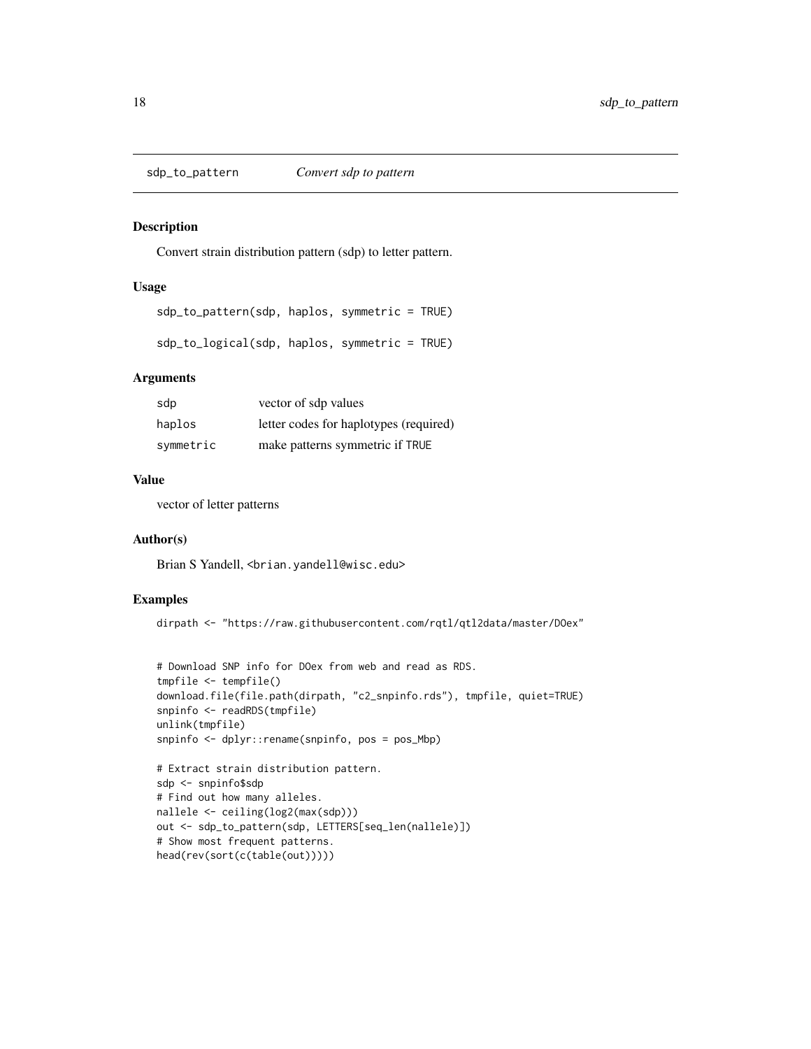## sdp_to_pattern — *Convert sdp to pattern*

### Description

Convert strain distribution pattern (sdp) to letter pattern.

### Usage

```
sdp_to_pattern(sdp, haplos, symmetric = TRUE)

sdp_to_logical(sdp, haplos, symmetric = TRUE)
```

### Arguments

| | |
|---|---|
| sdp | vector of sdp values |
| haplos | letter codes for haplotypes (required) |
| symmetric | make patterns symmetric if TRUE |

### Value

vector of letter patterns

### Author(s)

Brian S Yandell, <brian.yandell@wisc.edu>

### Examples

```
dirpath <- "https://raw.githubusercontent.com/rqtl/qtl2data/master/DOex"


# Download SNP info for DOex from web and read as RDS.
tmpfile <- tempfile()
download.file(file.path(dirpath, "c2_snpinfo.rds"), tmpfile, quiet=TRUE)
snpinfo <- readRDS(tmpfile)
unlink(tmpfile)
snpinfo <- dplyr::rename(snpinfo, pos = pos_Mbp)

# Extract strain distribution pattern.
sdp <- snpinfo$sdp
# Find out how many alleles.
nallele <- ceiling(log2(max(sdp)))
out <- sdp_to_pattern(sdp, LETTERS[seq_len(nallele)])
# Show most frequent patterns.
head(rev(sort(c(table(out)))))
```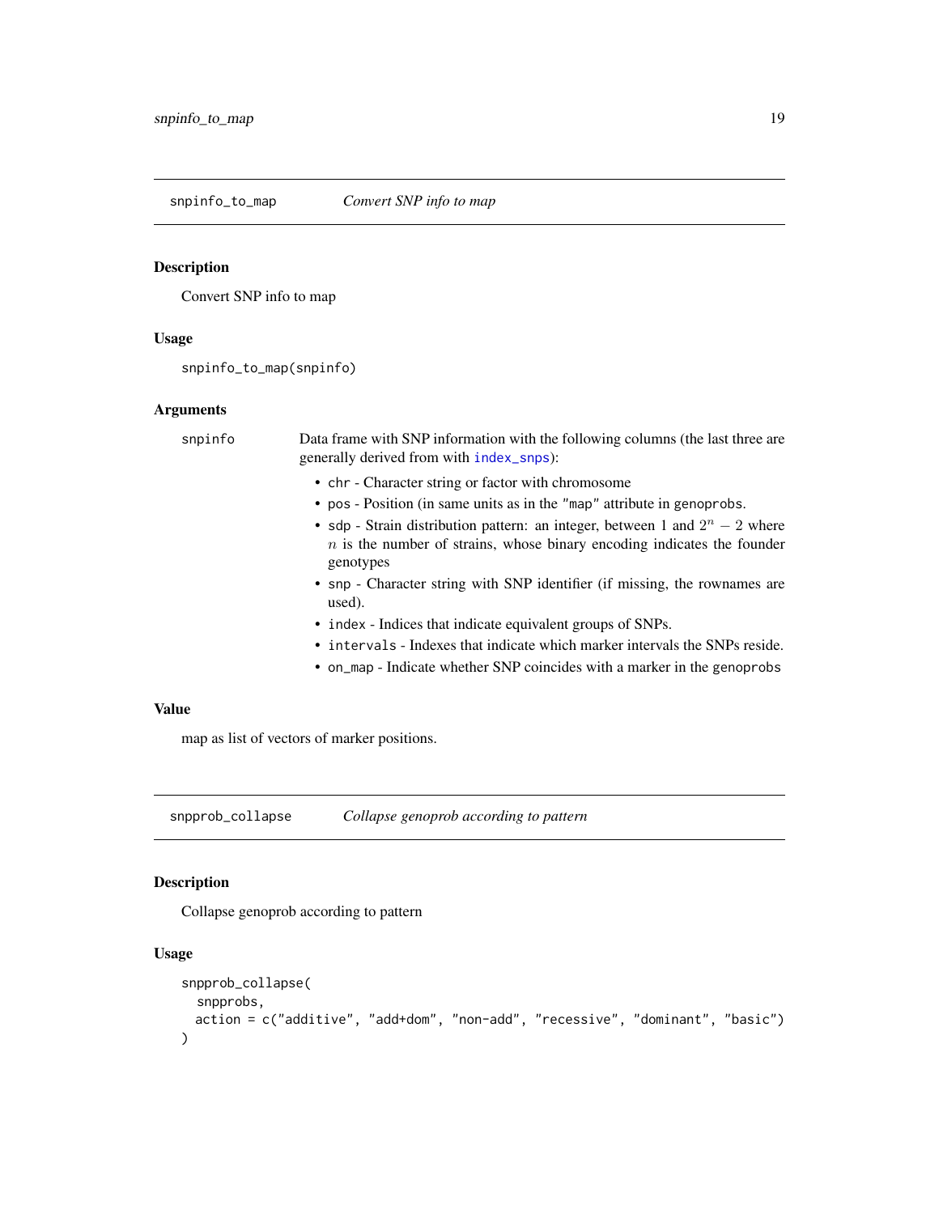## snpinfo_to_map — *Convert SNP info to map*

### Description

Convert SNP info to map

### Usage

```
snpinfo_to_map(snpinfo)
```

### Arguments

**snpinfo** Data frame with SNP information with the following columns (the last three are generally derived from with `index_snps`):

- `chr` - Character string or factor with chromosome
- `pos` - Position (in same units as in the `"map"` attribute in genoprobs.
- `sdp` - Strain distribution pattern: an integer, between 1 and $2^n - 2$ where $n$ is the number of strains, whose binary encoding indicates the founder genotypes
- `snp` - Character string with SNP identifier (if missing, the rownames are used).
- `index` - Indices that indicate equivalent groups of SNPs.
- `intervals` - Indexes that indicate which marker intervals the SNPs reside.
- `on_map` - Indicate whether SNP coincides with a marker in the genoprobs

### Value

map as list of vectors of marker positions.

## snpprob_collapse — *Collapse genoprob according to pattern*

### Description

Collapse genoprob according to pattern

### Usage

```
snpprob_collapse(
  snpprobs,
  action = c("additive", "add+dom", "non-add", "recessive", "dominant", "basic")
)
```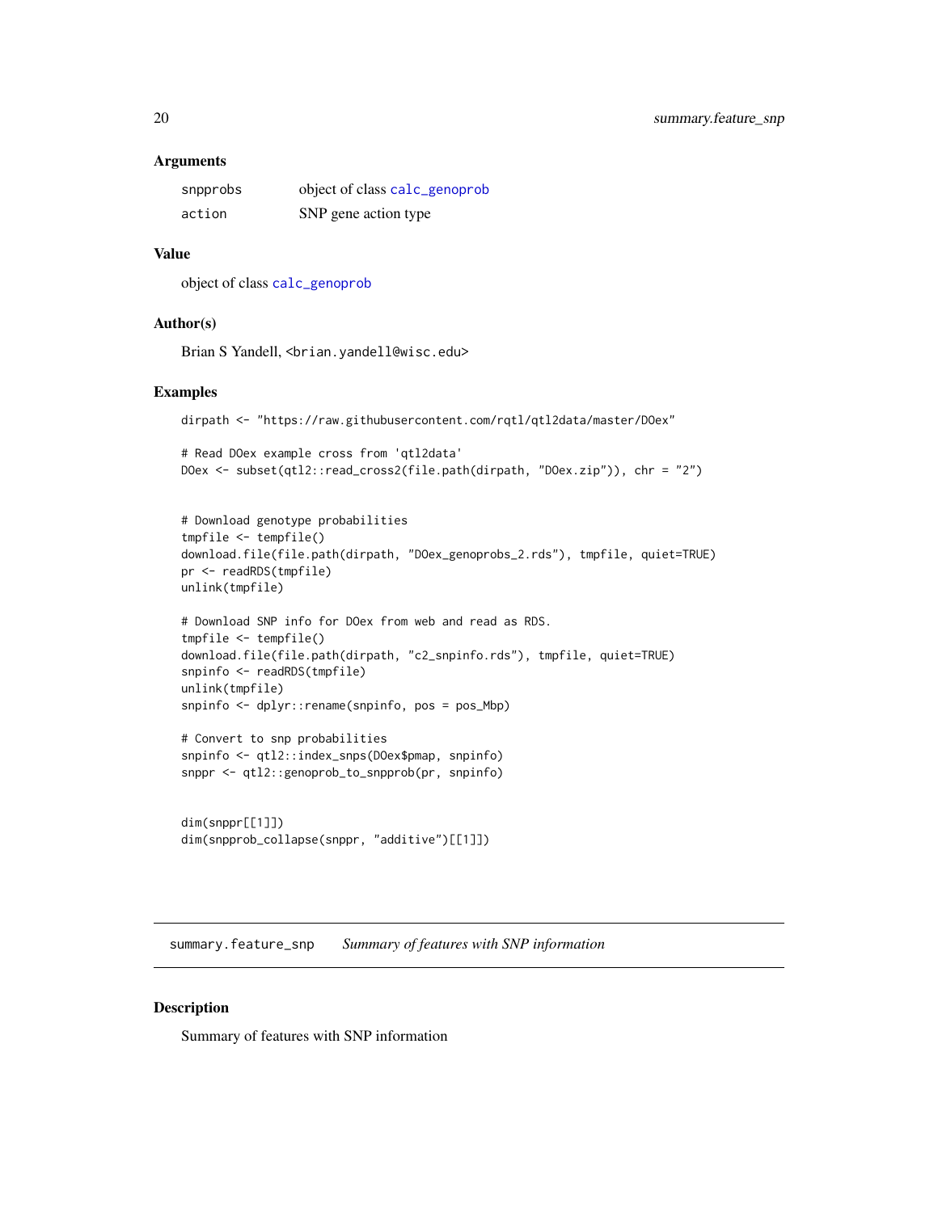### Arguments

| | |
|---|---|
| snpprobs | object of class calc_genoprob |
| action | SNP gene action type |

### Value

object of class calc_genoprob

### Author(s)

Brian S Yandell, <brian.yandell@wisc.edu>

### Examples

```
dirpath <- "https://raw.githubusercontent.com/rqtl/qtl2data/master/DOex"

# Read DOex example cross from 'qtl2data'
DOex <- subset(qtl2::read_cross2(file.path(dirpath, "DOex.zip")), chr = "2")


# Download genotype probabilities
tmpfile <- tempfile()
download.file(file.path(dirpath, "DOex_genoprobs_2.rds"), tmpfile, quiet=TRUE)
pr <- readRDS(tmpfile)
unlink(tmpfile)

# Download SNP info for DOex from web and read as RDS.
tmpfile <- tempfile()
download.file(file.path(dirpath, "c2_snpinfo.rds"), tmpfile, quiet=TRUE)
snpinfo <- readRDS(tmpfile)
unlink(tmpfile)
snpinfo <- dplyr::rename(snpinfo, pos = pos_Mbp)

# Convert to snp probabilities
snpinfo <- qtl2::index_snps(DOex$pmap, snpinfo)
snppr <- qtl2::genoprob_to_snpprob(pr, snpinfo)


dim(snppr[[1]])
dim(snpprob_collapse(snppr, "additive")[[1]])
```

---

## summary.feature_snp *Summary of features with SNP information*

### Description

Summary of features with SNP information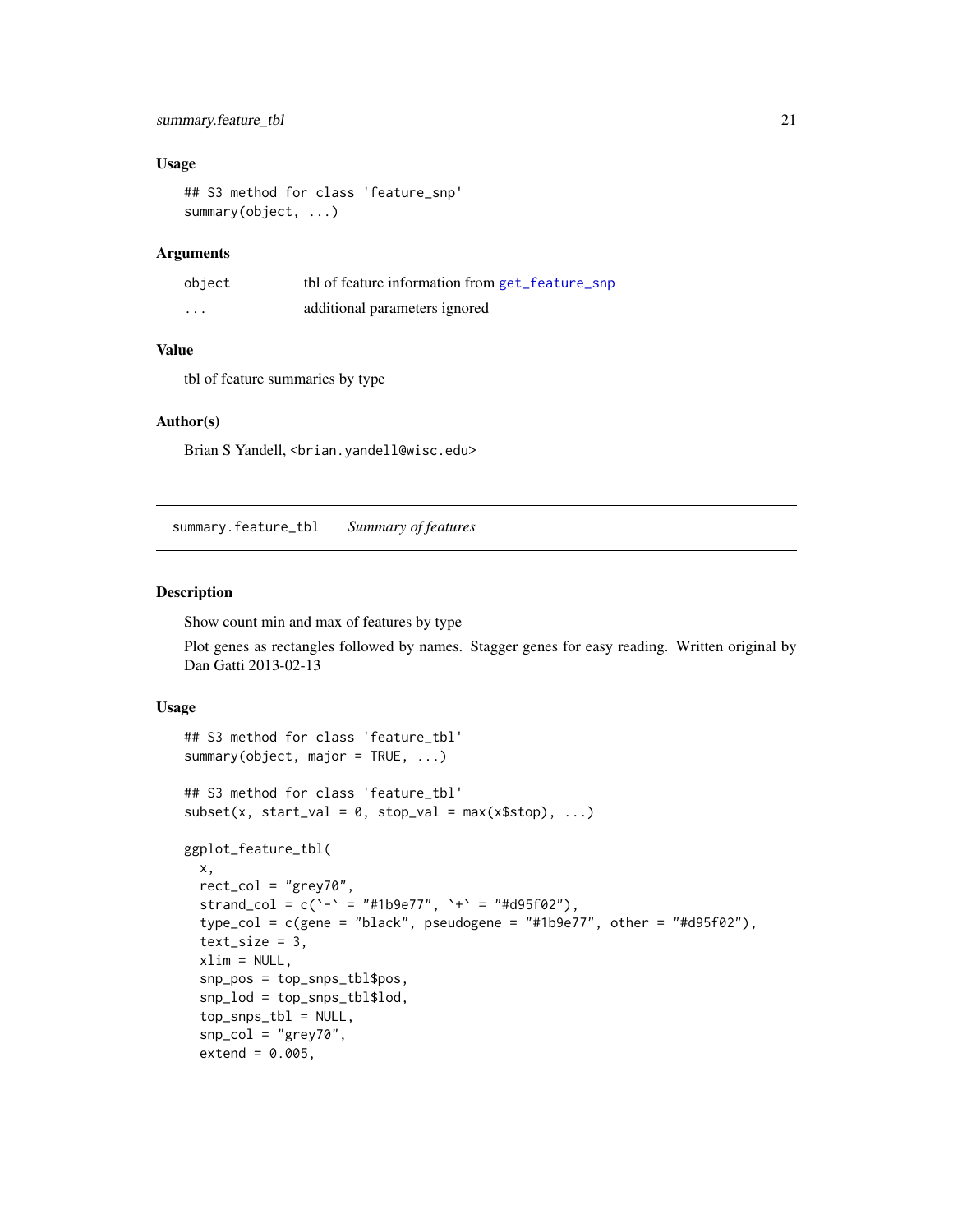### Usage

```
## S3 method for class 'feature_snp'
summary(object, ...)
```

### Arguments

| | |
|---|---|
| object | tbl of feature information from get_feature_snp |
| ... | additional parameters ignored |

### Value

tbl of feature summaries by type

### Author(s)

Brian S Yandell, <brian.yandell@wisc.edu>

---

## summary.feature_tbl *Summary of features*

### Description

Show count min and max of features by type

Plot genes as rectangles followed by names. Stagger genes for easy reading. Written original by Dan Gatti 2013-02-13

### Usage

```
## S3 method for class 'feature_tbl'
summary(object, major = TRUE, ...)

## S3 method for class 'feature_tbl'
subset(x, start_val = 0, stop_val = max(x$stop), ...)

ggplot_feature_tbl(
  x,
  rect_col = "grey70",
  strand_col = c(`-` = "#1b9e77", `+` = "#d95f02"),
  type_col = c(gene = "black", pseudogene = "#1b9e77", other = "#d95f02"),
  text_size = 3,
  xlim = NULL,
  snp_pos = top_snps_tbl$pos,
  snp_lod = top_snps_tbl$lod,
  top_snps_tbl = NULL,
  snp_col = "grey70",
  extend = 0.005,
```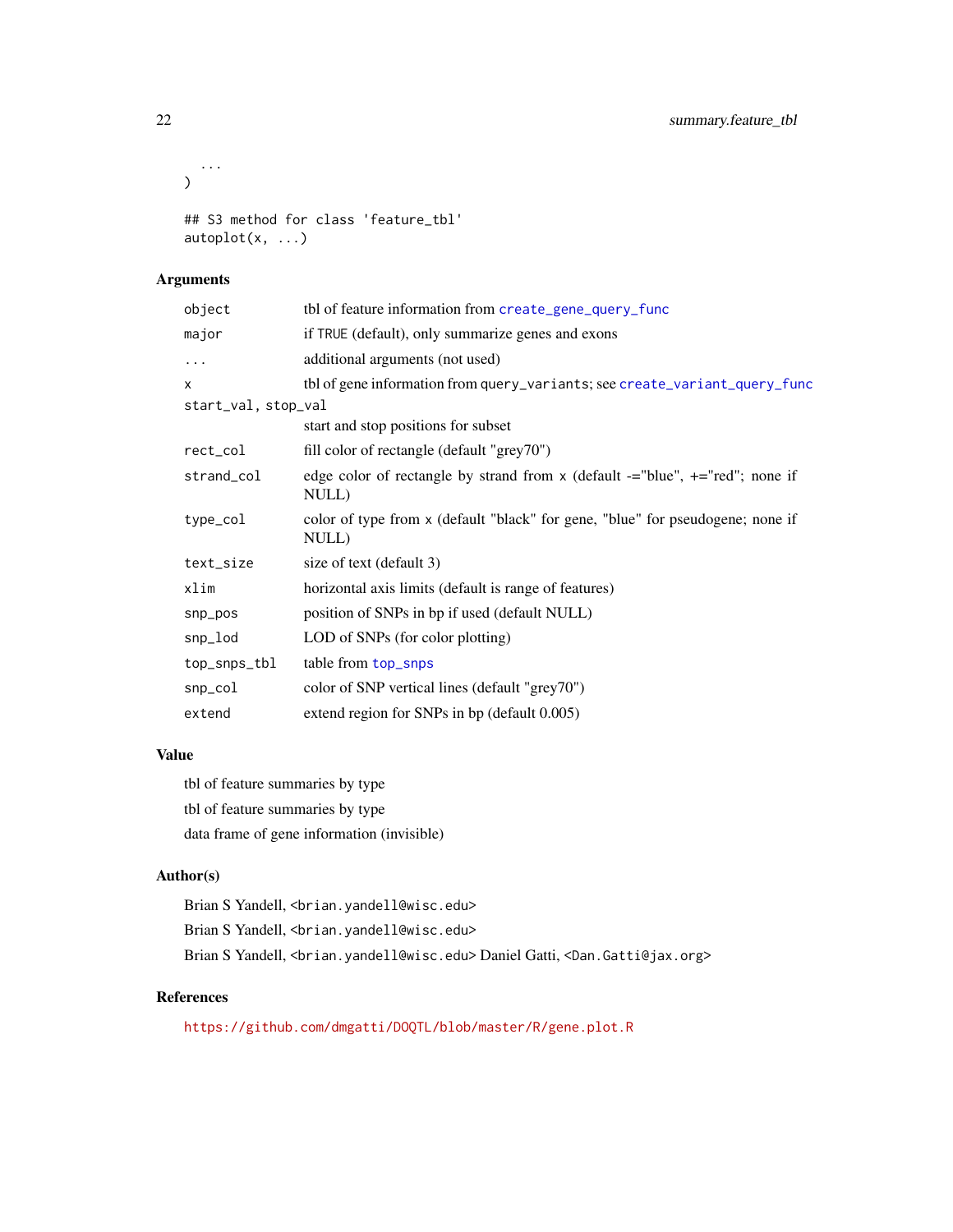```
  ...
)

## S3 method for class 'feature_tbl'
autoplot(x, ...)
```

## Arguments

| | |
|---|---|
| object | tbl of feature information from create_gene_query_func |
| major | if TRUE (default), only summarize genes and exons |
| ... | additional arguments (not used) |
| x | tbl of gene information from query_variants; see create_variant_query_func |
| start_val, stop_val | start and stop positions for subset |
| rect_col | fill color of rectangle (default "grey70") |
| strand_col | edge color of rectangle by strand from x (default -="blue", +="red"; none if NULL) |
| type_col | color of type from x (default "black" for gene, "blue" for pseudogene; none if NULL) |
| text_size | size of text (default 3) |
| xlim | horizontal axis limits (default is range of features) |
| snp_pos | position of SNPs in bp if used (default NULL) |
| snp_lod | LOD of SNPs (for color plotting) |
| top_snps_tbl | table from top_snps |
| snp_col | color of SNP vertical lines (default "grey70") |
| extend | extend region for SNPs in bp (default 0.005) |

## Value

tbl of feature summaries by type

tbl of feature summaries by type

data frame of gene information (invisible)

## Author(s)

Brian S Yandell, <brian.yandell@wisc.edu>

Brian S Yandell, <brian.yandell@wisc.edu>

Brian S Yandell, <brian.yandell@wisc.edu> Daniel Gatti, <Dan.Gatti@jax.org>

## References

https://github.com/dmgatti/DOQTL/blob/master/R/gene.plot.R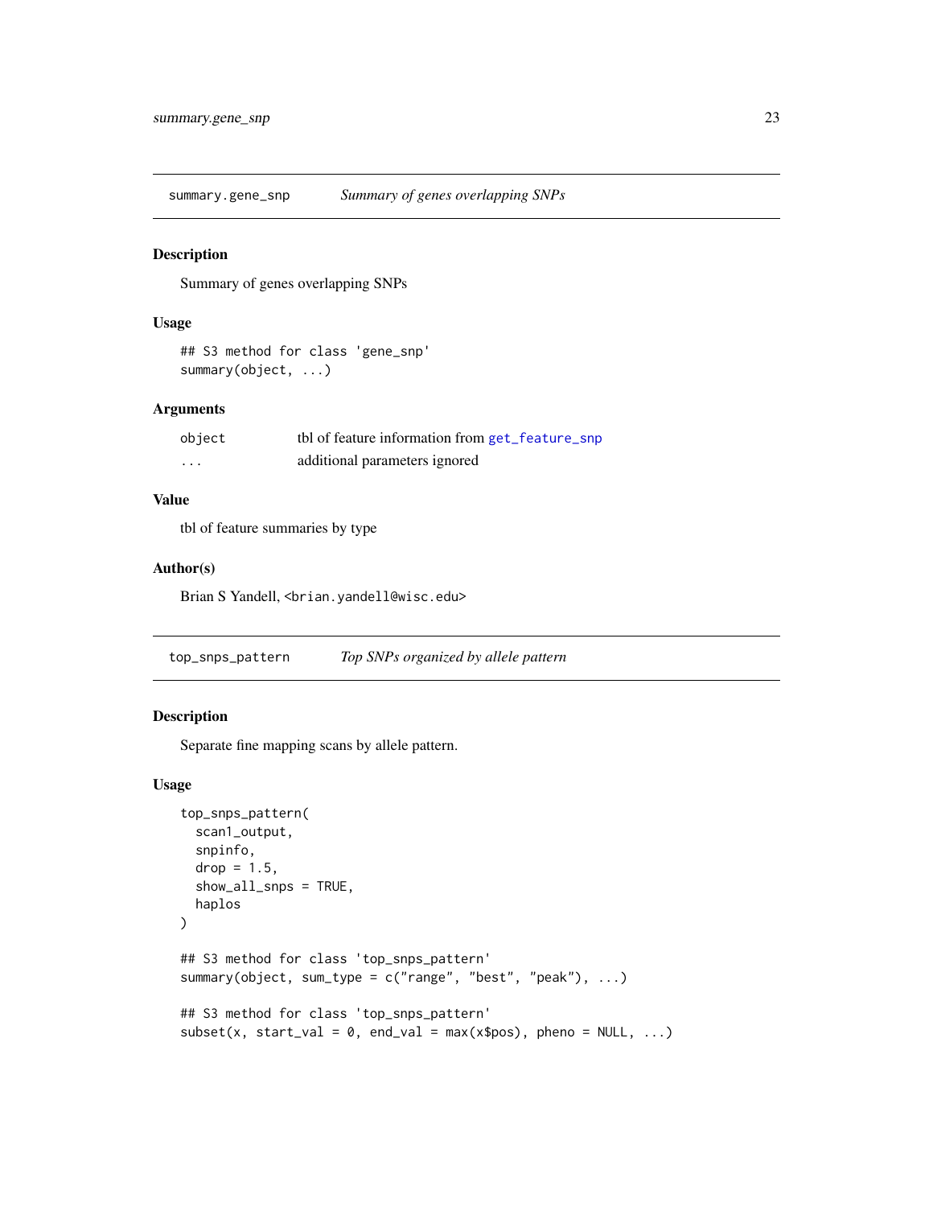## summary.gene_snp — *Summary of genes overlapping SNPs*

### Description

Summary of genes overlapping SNPs

### Usage

```
## S3 method for class 'gene_snp'
summary(object, ...)
```

### Arguments

| | |
|---|---|
| object | tbl of feature information from `get_feature_snp` |
| ... | additional parameters ignored |

### Value

tbl of feature summaries by type

### Author(s)

Brian S Yandell, <brian.yandell@wisc.edu>

## top_snps_pattern — *Top SNPs organized by allele pattern*

### Description

Separate fine mapping scans by allele pattern.

### Usage

```
top_snps_pattern(
  scan1_output,
  snpinfo,
  drop = 1.5,
  show_all_snps = TRUE,
  haplos
)

## S3 method for class 'top_snps_pattern'
summary(object, sum_type = c("range", "best", "peak"), ...)

## S3 method for class 'top_snps_pattern'
subset(x, start_val = 0, end_val = max(x$pos), pheno = NULL, ...)
```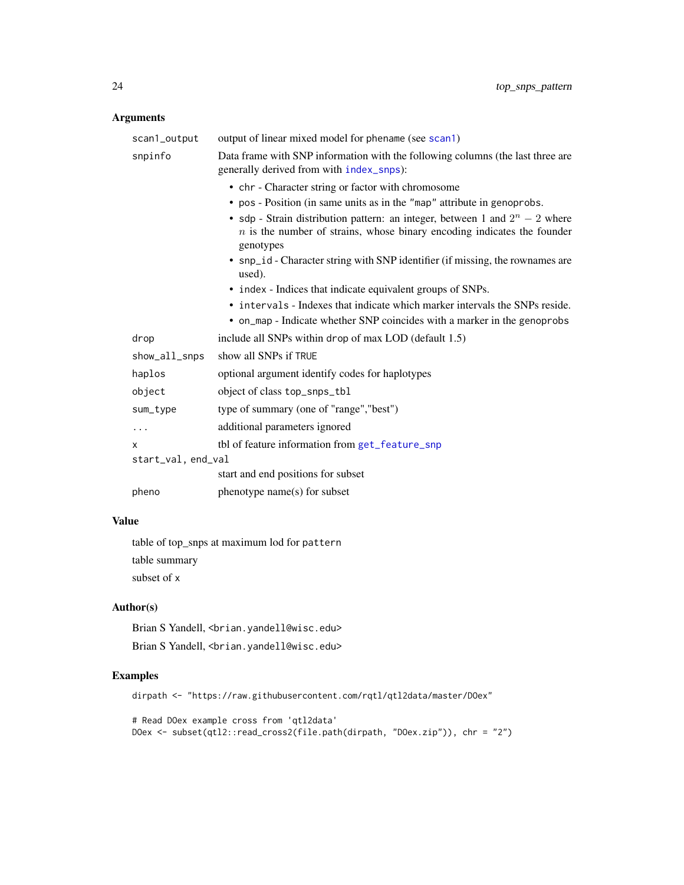## Arguments

| | |
|---|---|
| `scan1_output` | output of linear mixed model for `phename` (see `scan1`) |
| `snpinfo` | Data frame with SNP information with the following columns (the last three are generally derived from with `index_snps`):<br>• `chr` - Character string or factor with chromosome<br>• `pos` - Position (in same units as in the `"map"` attribute in `genoprobs`.<br>• `sdp` - Strain distribution pattern: an integer, between 1 and $2^n - 2$ where $n$ is the number of strains, whose binary encoding indicates the founder genotypes<br>• `snp_id` - Character string with SNP identifier (if missing, the rownames are used).<br>• `index` - Indices that indicate equivalent groups of SNPs.<br>• `intervals` - Indexes that indicate which marker intervals the SNPs reside.<br>• `on_map` - Indicate whether SNP coincides with a marker in the `genoprobs` |
| `drop` | include all SNPs within `drop` of max LOD (default 1.5) |
| `show_all_snps` | show all SNPs if `TRUE` |
| `haplos` | optional argument identify codes for haplotypes |
| `object` | object of class `top_snps_tbl` |
| `sum_type` | type of summary (one of "range","best") |
| `...` | additional parameters ignored |
| `x` | tbl of feature information from `get_feature_snp` |
| `start_val, end_val` | start and end positions for subset |
| `pheno` | phenotype name(s) for subset |

## Value

table of top_snps at maximum lod for `pattern`

table summary

subset of `x`

## Author(s)

Brian S Yandell, <brian.yandell@wisc.edu>

Brian S Yandell, <brian.yandell@wisc.edu>

## Examples

```
dirpath <- "https://raw.githubusercontent.com/rqtl/qtl2data/master/DOex"

# Read DOex example cross from 'qtl2data'
DOex <- subset(qtl2::read_cross2(file.path(dirpath, "DOex.zip")), chr = "2")
```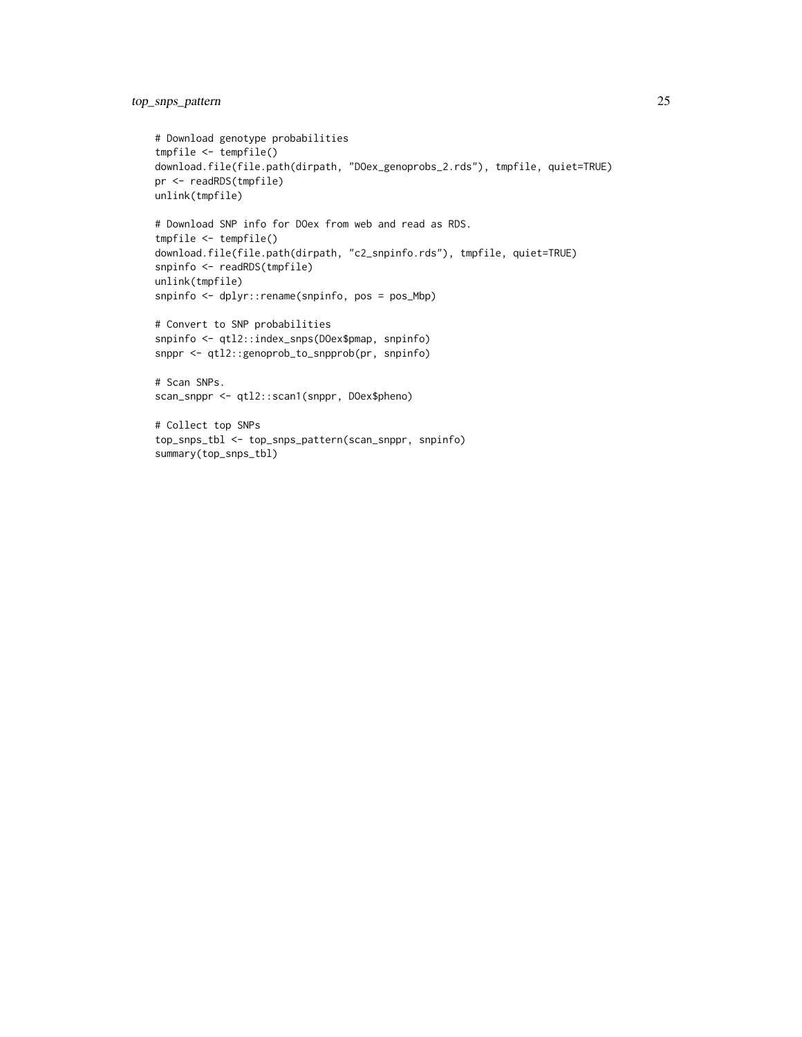```
# Download genotype probabilities
tmpfile <- tempfile()
download.file(file.path(dirpath, "DOex_genoprobs_2.rds"), tmpfile, quiet=TRUE)
pr <- readRDS(tmpfile)
unlink(tmpfile)

# Download SNP info for DOex from web and read as RDS.
tmpfile <- tempfile()
download.file(file.path(dirpath, "c2_snpinfo.rds"), tmpfile, quiet=TRUE)
snpinfo <- readRDS(tmpfile)
unlink(tmpfile)
snpinfo <- dplyr::rename(snpinfo, pos = pos_Mbp)

# Convert to SNP probabilities
snpinfo <- qtl2::index_snps(DOex$pmap, snpinfo)
snppr <- qtl2::genoprob_to_snpprob(pr, snpinfo)

# Scan SNPs.
scan_snppr <- qtl2::scan1(snppr, DOex$pheno)

# Collect top SNPs
top_snps_tbl <- top_snps_pattern(scan_snppr, snpinfo)
summary(top_snps_tbl)
```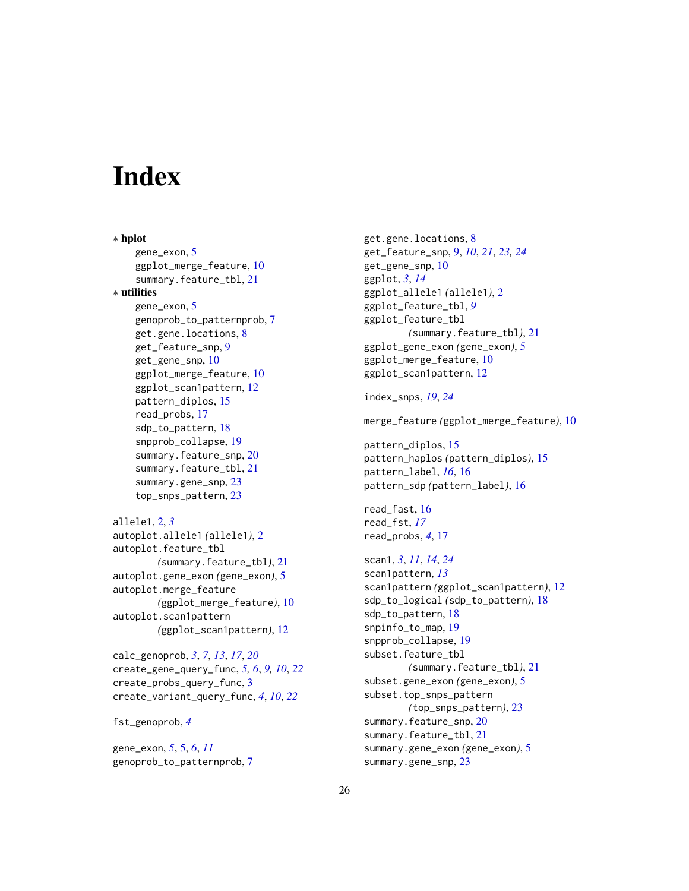# Index

* **hplot**
    - gene_exon, 5
    - ggplot_merge_feature, 10
    - summary.feature_tbl, 21
* **utilities**
    - gene_exon, 5
    - genoprob_to_patternprob, 7
    - get.gene.locations, 8
    - get_feature_snp, 9
    - get_gene_snp, 10
    - ggplot_merge_feature, 10
    - ggplot_scan1pattern, 12
    - pattern_diplos, 15
    - read_probs, 17
    - sdp_to_pattern, 18
    - snpprob_collapse, 19
    - summary.feature_snp, 20
    - summary.feature_tbl, 21
    - summary.gene_snp, 23
    - top_snps_pattern, 23

allele1, 2, *3*
autoplot.allele1 *(*allele1*)*, 2
autoplot.feature_tbl *(*summary.feature_tbl*)*, 21
autoplot.gene_exon *(*gene_exon*)*, 5
autoplot.merge_feature *(*ggplot_merge_feature*)*, 10
autoplot.scan1pattern *(*ggplot_scan1pattern*)*, 12

calc_genoprob, *3*, *7*, *13*, *17*, *20*
create_gene_query_func, *5, 6*, *9, 10*, *22*
create_probs_query_func, 3
create_variant_query_func, *4*, *10*, *22*

fst_genoprob, *4*

gene_exon, *5*, 5, *6*, *11*
genoprob_to_patternprob, 7
get.gene.locations, 8
get_feature_snp, 9, *10*, *21*, *23, 24*
get_gene_snp, 10
ggplot, *3*, *14*
ggplot_allele1 *(*allele1*)*, 2
ggplot_feature_tbl, *9*
ggplot_feature_tbl *(*summary.feature_tbl*)*, 21
ggplot_gene_exon *(*gene_exon*)*, 5
ggplot_merge_feature, 10
ggplot_scan1pattern, 12

index_snps, *19*, *24*

merge_feature *(*ggplot_merge_feature*)*, 10

pattern_diplos, 15
pattern_haplos *(*pattern_diplos*)*, 15
pattern_label, *16*, 16
pattern_sdp *(*pattern_label*)*, 16

read_fast, 16
read_fst, *17*
read_probs, *4*, 17

scan1, *3*, *11*, *14*, *24*
scan1pattern, *13*
scan1pattern *(*ggplot_scan1pattern*)*, 12
sdp_to_logical *(*sdp_to_pattern*)*, 18
sdp_to_pattern, 18
snpinfo_to_map, 19
snpprob_collapse, 19
subset.feature_tbl *(*summary.feature_tbl*)*, 21
subset.gene_exon *(*gene_exon*)*, 5
subset.top_snps_pattern *(*top_snps_pattern*)*, 23
summary.feature_snp, 20
summary.feature_tbl, 21
summary.gene_exon *(*gene_exon*)*, 5
summary.gene_snp, 23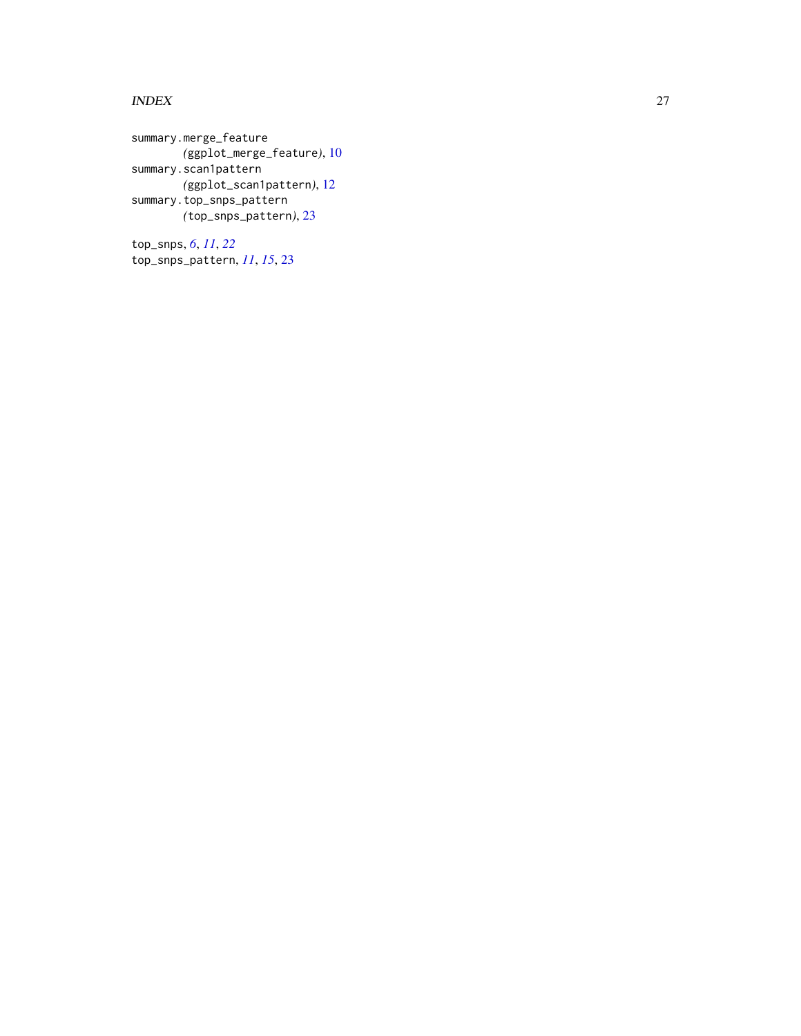summary.merge_feature
        *(*ggplot_merge_feature*)*, 10
summary.scan1pattern
        *(*ggplot_scan1pattern*)*, 12
summary.top_snps_pattern
        *(*top_snps_pattern*)*, 23

top_snps, *6*, *11*, *22*
top_snps_pattern, *11*, *15*, 23